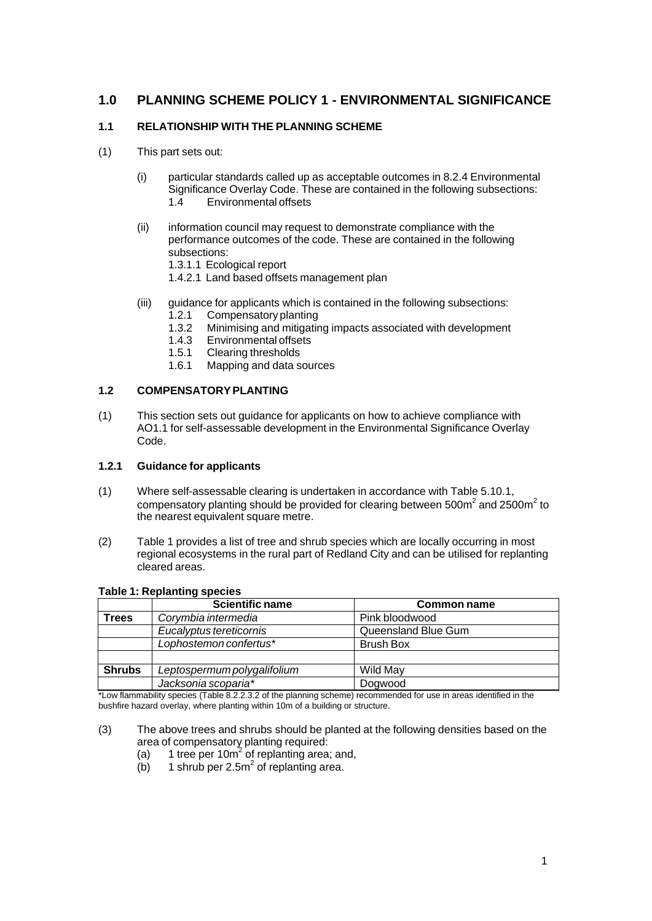# 1.0 PLANNING SCHEME POLICY 1 - ENVIRONMENTAL SIGNIFICANCE

## 1.1 RELATIONSHIP WITH THE PLANNING SCHEME

(1) This part sets out:

(i) particular standards called up as acceptable outcomes in 8.2.4 Environmental Significance Overlay Code. These are contained in the following subsections:
1.4 Environmental offsets

(ii) information council may request to demonstrate compliance with the performance outcomes of the code. These are contained in the following subsections:
1.3.1.1 Ecological report
1.4.2.1 Land based offsets management plan

(iii) guidance for applicants which is contained in the following subsections:
1.2.1 Compensatory planting
1.3.2 Minimising and mitigating impacts associated with development
1.4.3 Environmental offsets
1.5.1 Clearing thresholds
1.6.1 Mapping and data sources

## 1.2 COMPENSATORY PLANTING

(1) This section sets out guidance for applicants on how to achieve compliance with AO1.1 for self-assessable development in the Environmental Significance Overlay Code.

### 1.2.1 Guidance for applicants

(1) Where self-assessable clearing is undertaken in accordance with Table 5.10.1, compensatory planting should be provided for clearing between $500m^2$ and $2500m^2$ to the nearest equivalent square metre.

(2) Table 1 provides a list of tree and shrub species which are locally occurring in most regional ecosystems in the rural part of Redland City and can be utilised for replanting cleared areas.

**Table 1: Replanting species**

| | Scientific name | Common name |
|---|---|---|
| **Trees** | *Corymbia intermedia* | Pink bloodwood |
| | *Eucalyptus tereticornis* | Queensland Blue Gum |
| | *Lophostemon confertus** | Brush Box |
| | | |
| **Shrubs** | *Leptospermum polygalifolium* | Wild May |
| | *Jacksonia scoparia** | Dogwood |

*Low flammability species (Table 8.2.2.3.2 of the planning scheme) recommended for use in areas identified in the bushfire hazard overlay, where planting within 10m of a building or structure.

(3) The above trees and shrubs should be planted at the following densities based on the area of compensatory planting required:
(a) 1 tree per $10m^2$ of replanting area; and,
(b) 1 shrub per $2.5m^2$ of replanting area.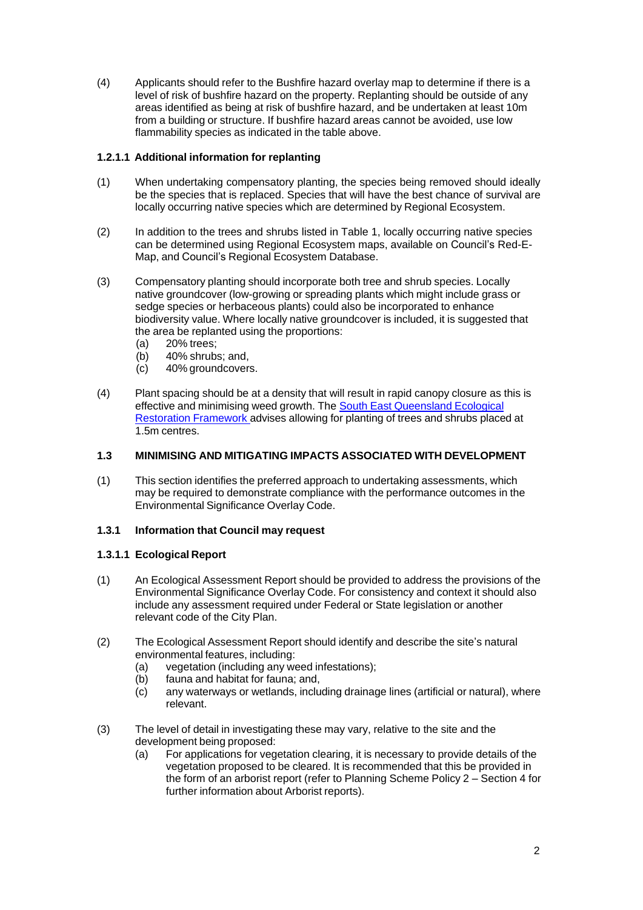(4) Applicants should refer to the Bushfire hazard overlay map to determine if there is a level of risk of bushfire hazard on the property. Replanting should be outside of any areas identified as being at risk of bushfire hazard, and be undertaken at least 10m from a building or structure. If bushfire hazard areas cannot be avoided, use low flammability species as indicated in the table above.

#### 1.2.1.1 Additional information for replanting

(1) When undertaking compensatory planting, the species being removed should ideally be the species that is replaced. Species that will have the best chance of survival are locally occurring native species which are determined by Regional Ecosystem.

(2) In addition to the trees and shrubs listed in Table 1, locally occurring native species can be determined using Regional Ecosystem maps, available on Council's Red-E-Map, and Council's Regional Ecosystem Database.

(3) Compensatory planting should incorporate both tree and shrub species. Locally native groundcover (low-growing or spreading plants which might include grass or sedge species or herbaceous plants) could also be incorporated to enhance biodiversity value. Where locally native groundcover is included, it is suggested that the area be replanted using the proportions:
  (a) 20% trees;
  (b) 40% shrubs; and,
  (c) 40% groundcovers.

(4) Plant spacing should be at a density that will result in rapid canopy closure as this is effective and minimising weed growth. The South East Queensland Ecological Restoration Framework advises allowing for planting of trees and shrubs placed at 1.5m centres.

## 1.3 MINIMISING AND MITIGATING IMPACTS ASSOCIATED WITH DEVELOPMENT

(1) This section identifies the preferred approach to undertaking assessments, which may be required to demonstrate compliance with the performance outcomes in the Environmental Significance Overlay Code.

### 1.3.1 Information that Council may request

#### 1.3.1.1 Ecological Report

(1) An Ecological Assessment Report should be provided to address the provisions of the Environmental Significance Overlay Code. For consistency and context it should also include any assessment required under Federal or State legislation or another relevant code of the City Plan.

(2) The Ecological Assessment Report should identify and describe the site's natural environmental features, including:
  (a) vegetation (including any weed infestations);
  (b) fauna and habitat for fauna; and,
  (c) any waterways or wetlands, including drainage lines (artificial or natural), where relevant.

(3) The level of detail in investigating these may vary, relative to the site and the development being proposed:
  (a) For applications for vegetation clearing, it is necessary to provide details of the vegetation proposed to be cleared. It is recommended that this be provided in the form of an arborist report (refer to Planning Scheme Policy 2 – Section 4 for further information about Arborist reports).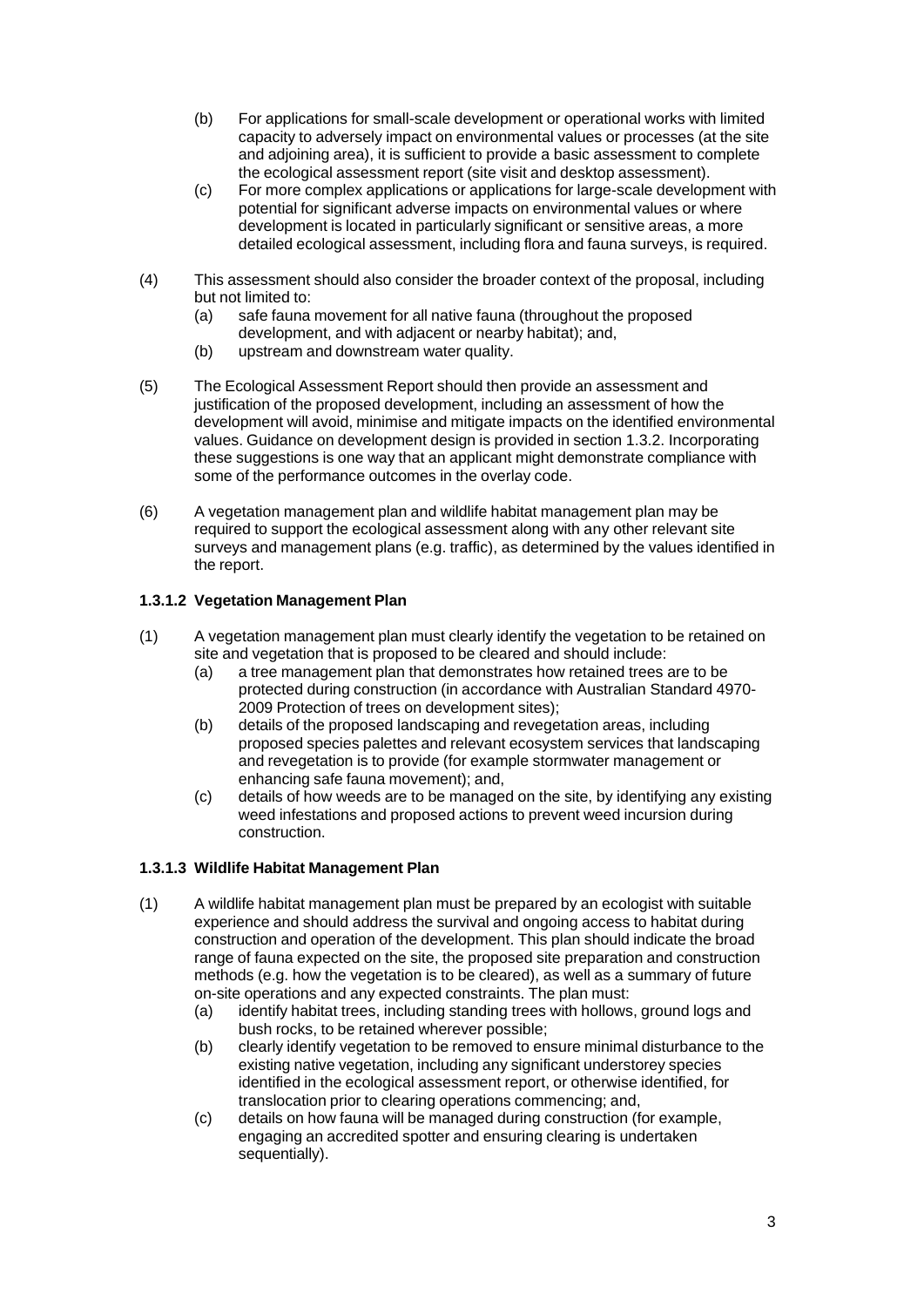(b) For applications for small-scale development or operational works with limited capacity to adversely impact on environmental values or processes (at the site and adjoining area), it is sufficient to provide a basic assessment to complete the ecological assessment report (site visit and desktop assessment).

(c) For more complex applications or applications for large-scale development with potential for significant adverse impacts on environmental values or where development is located in particularly significant or sensitive areas, a more detailed ecological assessment, including flora and fauna surveys, is required.

(4) This assessment should also consider the broader context of the proposal, including but not limited to:

(a) safe fauna movement for all native fauna (throughout the proposed development, and with adjacent or nearby habitat); and,

(b) upstream and downstream water quality.

(5) The Ecological Assessment Report should then provide an assessment and justification of the proposed development, including an assessment of how the development will avoid, minimise and mitigate impacts on the identified environmental values. Guidance on development design is provided in section 1.3.2. Incorporating these suggestions is one way that an applicant might demonstrate compliance with some of the performance outcomes in the overlay code.

(6) A vegetation management plan and wildlife habitat management plan may be required to support the ecological assessment along with any other relevant site surveys and management plans (e.g. traffic), as determined by the values identified in the report.

#### 1.3.1.2 Vegetation Management Plan

(1) A vegetation management plan must clearly identify the vegetation to be retained on site and vegetation that is proposed to be cleared and should include:

(a) a tree management plan that demonstrates how retained trees are to be protected during construction (in accordance with Australian Standard 4970-2009 Protection of trees on development sites);

(b) details of the proposed landscaping and revegetation areas, including proposed species palettes and relevant ecosystem services that landscaping and revegetation is to provide (for example stormwater management or enhancing safe fauna movement); and,

(c) details of how weeds are to be managed on the site, by identifying any existing weed infestations and proposed actions to prevent weed incursion during construction.

#### 1.3.1.3 Wildlife Habitat Management Plan

(1) A wildlife habitat management plan must be prepared by an ecologist with suitable experience and should address the survival and ongoing access to habitat during construction and operation of the development. This plan should indicate the broad range of fauna expected on the site, the proposed site preparation and construction methods (e.g. how the vegetation is to be cleared), as well as a summary of future on-site operations and any expected constraints. The plan must:

(a) identify habitat trees, including standing trees with hollows, ground logs and bush rocks, to be retained wherever possible;

(b) clearly identify vegetation to be removed to ensure minimal disturbance to the existing native vegetation, including any significant understorey species identified in the ecological assessment report, or otherwise identified, for translocation prior to clearing operations commencing; and,

(c) details on how fauna will be managed during construction (for example, engaging an accredited spotter and ensuring clearing is undertaken sequentially).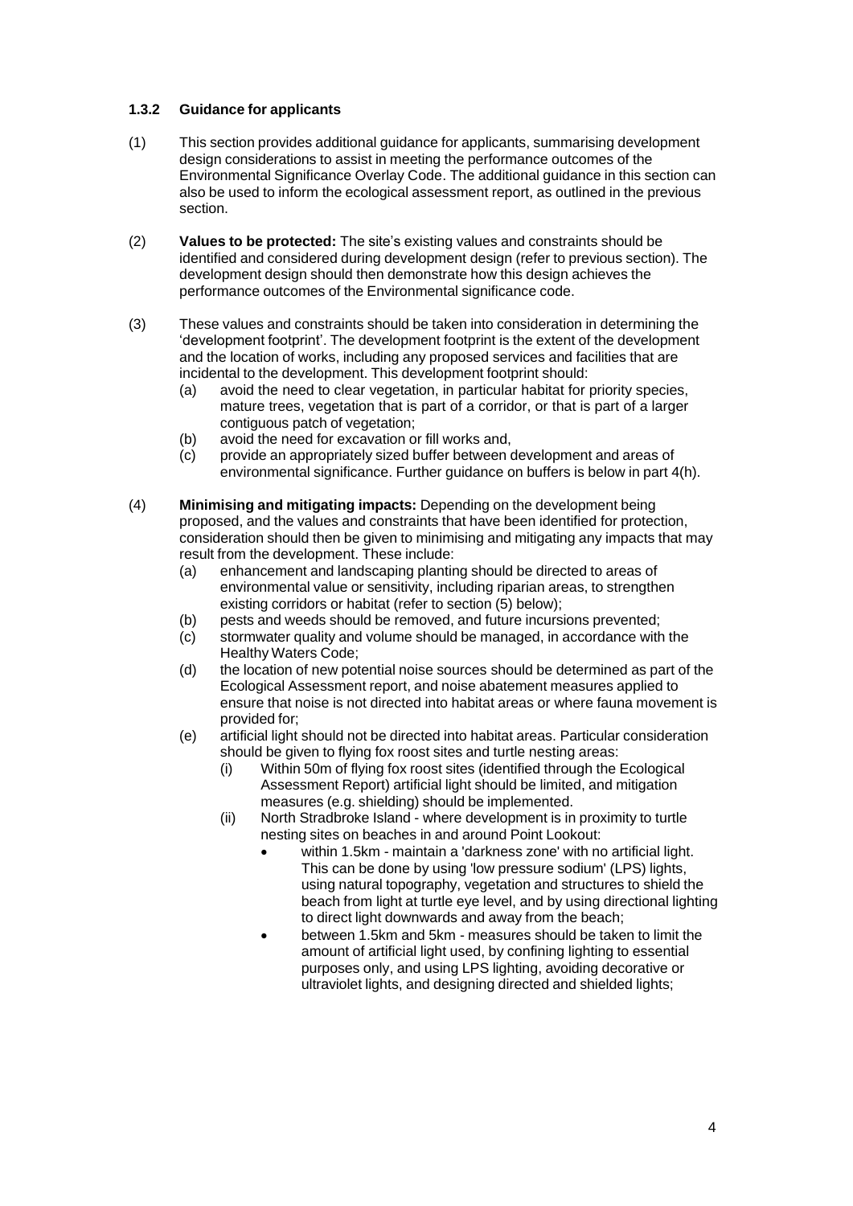### 1.3.2 Guidance for applicants

(1) This section provides additional guidance for applicants, summarising development design considerations to assist in meeting the performance outcomes of the Environmental Significance Overlay Code. The additional guidance in this section can also be used to inform the ecological assessment report, as outlined in the previous section.

(2) **Values to be protected:** The site's existing values and constraints should be identified and considered during development design (refer to previous section). The development design should then demonstrate how this design achieves the performance outcomes of the Environmental significance code.

(3) These values and constraints should be taken into consideration in determining the 'development footprint'. The development footprint is the extent of the development and the location of works, including any proposed services and facilities that are incidental to the development. This development footprint should:
  - (a) avoid the need to clear vegetation, in particular habitat for priority species, mature trees, vegetation that is part of a corridor, or that is part of a larger contiguous patch of vegetation;
  - (b) avoid the need for excavation or fill works and,
  - (c) provide an appropriately sized buffer between development and areas of environmental significance. Further guidance on buffers is below in part 4(h).

(4) **Minimising and mitigating impacts:** Depending on the development being proposed, and the values and constraints that have been identified for protection, consideration should then be given to minimising and mitigating any impacts that may result from the development. These include:
  - (a) enhancement and landscaping planting should be directed to areas of environmental value or sensitivity, including riparian areas, to strengthen existing corridors or habitat (refer to section (5) below);
  - (b) pests and weeds should be removed, and future incursions prevented;
  - (c) stormwater quality and volume should be managed, in accordance with the Healthy Waters Code;
  - (d) the location of new potential noise sources should be determined as part of the Ecological Assessment report, and noise abatement measures applied to ensure that noise is not directed into habitat areas or where fauna movement is provided for;
  - (e) artificial light should not be directed into habitat areas. Particular consideration should be given to flying fox roost sites and turtle nesting areas:
    - (i) Within 50m of flying fox roost sites (identified through the Ecological Assessment Report) artificial light should be limited, and mitigation measures (e.g. shielding) should be implemented.
    - (ii) North Stradbroke Island - where development is in proximity to turtle nesting sites on beaches in and around Point Lookout:
      - within 1.5km - maintain a 'darkness zone' with no artificial light. This can be done by using 'low pressure sodium' (LPS) lights, using natural topography, vegetation and structures to shield the beach from light at turtle eye level, and by using directional lighting to direct light downwards and away from the beach;
      - between 1.5km and 5km - measures should be taken to limit the amount of artificial light used, by confining lighting to essential purposes only, and using LPS lighting, avoiding decorative or ultraviolet lights, and designing directed and shielded lights;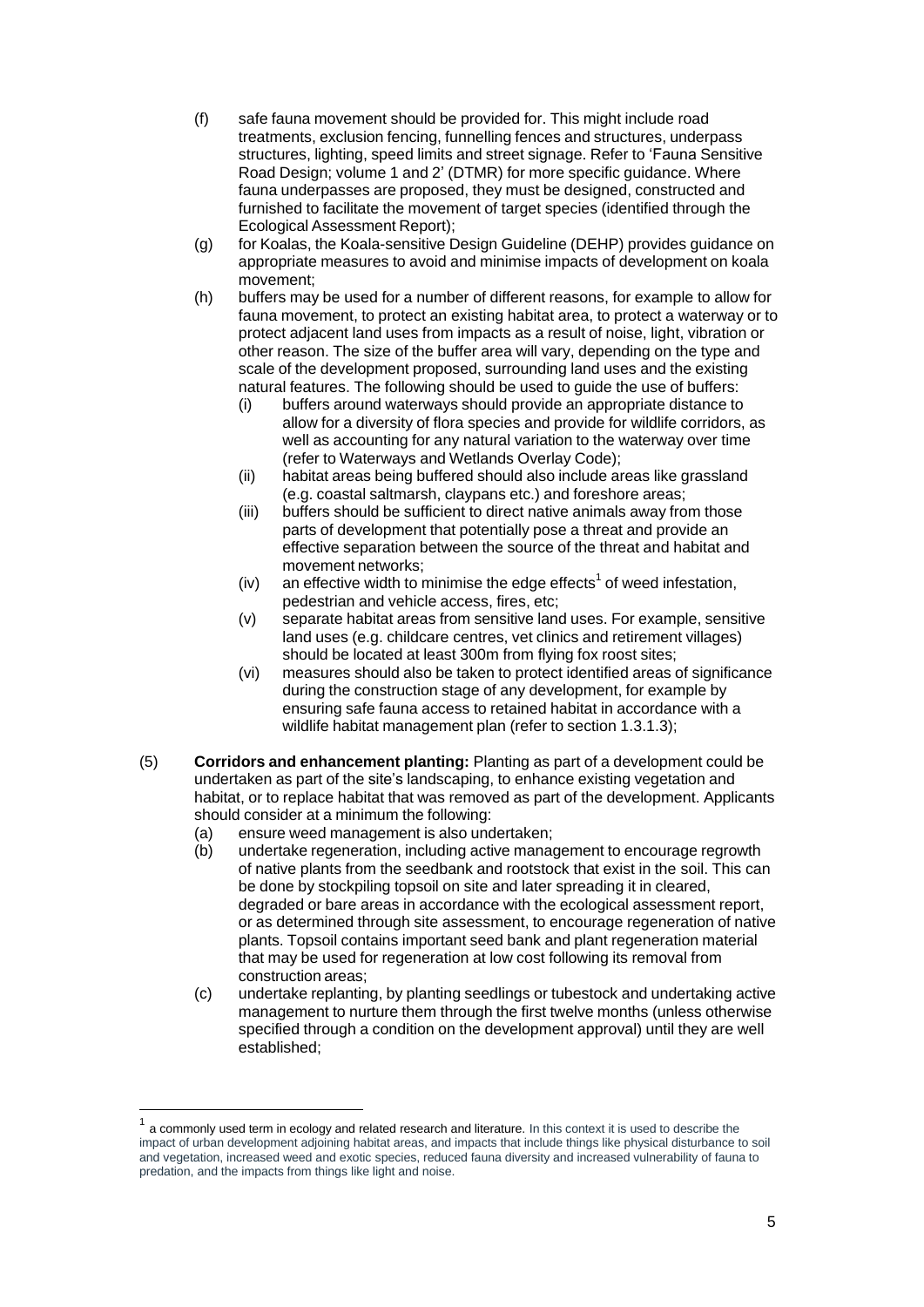(f) safe fauna movement should be provided for. This might include road treatments, exclusion fencing, funnelling fences and structures, underpass structures, lighting, speed limits and street signage. Refer to 'Fauna Sensitive Road Design; volume 1 and 2' (DTMR) for more specific guidance. Where fauna underpasses are proposed, they must be designed, constructed and furnished to facilitate the movement of target species (identified through the Ecological Assessment Report);

(g) for Koalas, the Koala-sensitive Design Guideline (DEHP) provides guidance on appropriate measures to avoid and minimise impacts of development on koala movement;

(h) buffers may be used for a number of different reasons, for example to allow for fauna movement, to protect an existing habitat area, to protect a waterway or to protect adjacent land uses from impacts as a result of noise, light, vibration or other reason. The size of the buffer area will vary, depending on the type and scale of the development proposed, surrounding land uses and the existing natural features. The following should be used to guide the use of buffers:

   (i) buffers around waterways should provide an appropriate distance to allow for a diversity of flora species and provide for wildlife corridors, as well as accounting for any natural variation to the waterway over time (refer to Waterways and Wetlands Overlay Code);

   (ii) habitat areas being buffered should also include areas like grassland (e.g. coastal saltmarsh, claypans etc.) and foreshore areas;

   (iii) buffers should be sufficient to direct native animals away from those parts of development that potentially pose a threat and provide an effective separation between the source of the threat and habitat and movement networks;

   (iv) an effective width to minimise the edge effects[1] of weed infestation, pedestrian and vehicle access, fires, etc;

   (v) separate habitat areas from sensitive land uses. For example, sensitive land uses (e.g. childcare centres, vet clinics and retirement villages) should be located at least 300m from flying fox roost sites;

   (vi) measures should also be taken to protect identified areas of significance during the construction stage of any development, for example by ensuring safe fauna access to retained habitat in accordance with a wildlife habitat management plan (refer to section 1.3.1.3);

(5) **Corridors and enhancement planting:** Planting as part of a development could be undertaken as part of the site's landscaping, to enhance existing vegetation and habitat, or to replace habitat that was removed as part of the development. Applicants should consider at a minimum the following:

   (a) ensure weed management is also undertaken;

   (b) undertake regeneration, including active management to encourage regrowth of native plants from the seedbank and rootstock that exist in the soil. This can be done by stockpiling topsoil on site and later spreading it in cleared, degraded or bare areas in accordance with the ecological assessment report, or as determined through site assessment, to encourage regeneration of native plants. Topsoil contains important seed bank and plant regeneration material that may be used for regeneration at low cost following its removal from construction areas;

   (c) undertake replanting, by planting seedlings or tubestock and undertaking active management to nurture them through the first twelve months (unless otherwise specified through a condition on the development approval) until they are well established;

---

[1] a commonly used term in ecology and related research and literature. In this context it is used to describe the impact of urban development adjoining habitat areas, and impacts that include things like physical disturbance to soil and vegetation, increased weed and exotic species, reduced fauna diversity and increased vulnerability of fauna to predation, and the impacts from things like light and noise.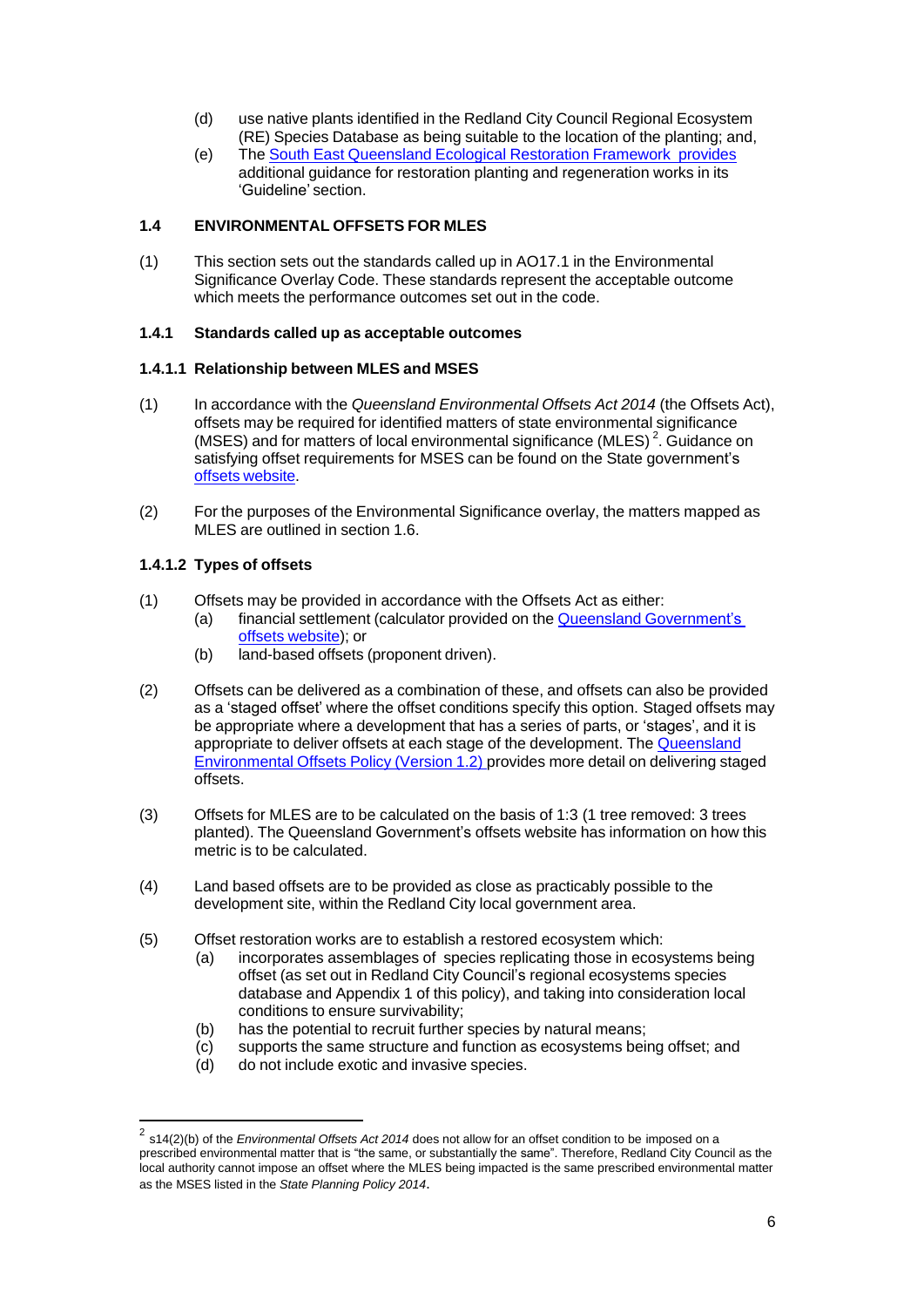(d) use native plants identified in the Redland City Council Regional Ecosystem (RE) Species Database as being suitable to the location of the planting; and,

(e) The South East Queensland Ecological Restoration Framework provides additional guidance for restoration planting and regeneration works in its 'Guideline' section.

### 1.4 ENVIRONMENTAL OFFSETS FOR MLES

(1) This section sets out the standards called up in AO17.1 in the Environmental Significance Overlay Code. These standards represent the acceptable outcome which meets the performance outcomes set out in the code.

#### 1.4.1 Standards called up as acceptable outcomes

##### 1.4.1.1 Relationship between MLES and MSES

(1) In accordance with the *Queensland Environmental Offsets Act 2014* (the Offsets Act), offsets may be required for identified matters of state environmental significance (MSES) and for matters of local environmental significance (MLES) [2]. Guidance on satisfying offset requirements for MSES can be found on the State government's offsets website.

(2) For the purposes of the Environmental Significance overlay, the matters mapped as MLES are outlined in section 1.6.

##### 1.4.1.2 Types of offsets

(1) Offsets may be provided in accordance with the Offsets Act as either:
   (a) financial settlement (calculator provided on the Queensland Government's offsets website); or
   (b) land-based offsets (proponent driven).

(2) Offsets can be delivered as a combination of these, and offsets can also be provided as a 'staged offset' where the offset conditions specify this option. Staged offsets may be appropriate where a development that has a series of parts, or 'stages', and it is appropriate to deliver offsets at each stage of the development. The Queensland Environmental Offsets Policy (Version 1.2) provides more detail on delivering staged offsets.

(3) Offsets for MLES are to be calculated on the basis of 1:3 (1 tree removed: 3 trees planted). The Queensland Government's offsets website has information on how this metric is to be calculated.

(4) Land based offsets are to be provided as close as practicably possible to the development site, within the Redland City local government area.

(5) Offset restoration works are to establish a restored ecosystem which:
   (a) incorporates assemblages of species replicating those in ecosystems being offset (as set out in Redland City Council's regional ecosystems species database and Appendix 1 of this policy), and taking into consideration local conditions to ensure survivability;
   (b) has the potential to recruit further species by natural means;
   (c) supports the same structure and function as ecosystems being offset; and
   (d) do not include exotic and invasive species.

---

[2] s14(2)(b) of the *Environmental Offsets Act 2014* does not allow for an offset condition to be imposed on a prescribed environmental matter that is "the same, or substantially the same". Therefore, Redland City Council as the local authority cannot impose an offset where the MLES being impacted is the same prescribed environmental matter as the MSES listed in the *State Planning Policy 2014*.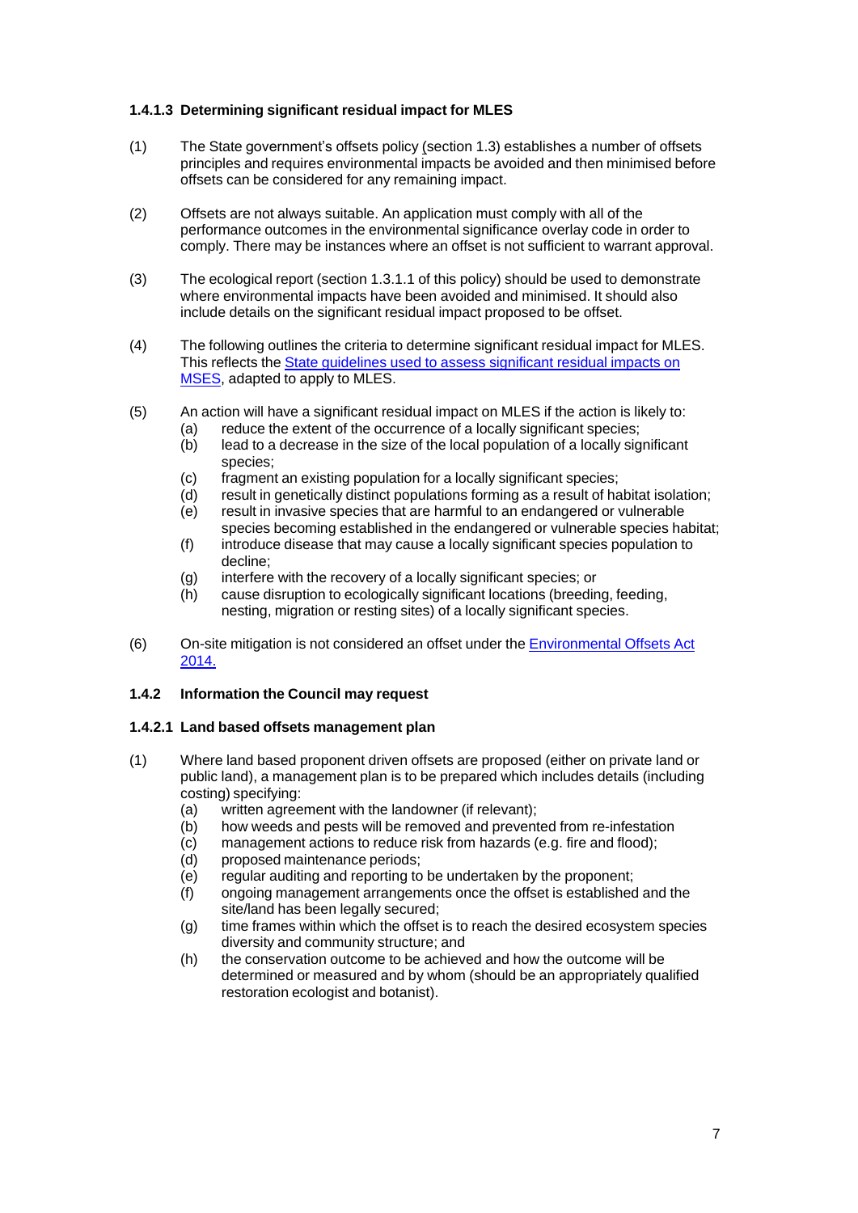#### 1.4.1.3 Determining significant residual impact for MLES

(1) The State government's offsets policy (section 1.3) establishes a number of offsets principles and requires environmental impacts be avoided and then minimised before offsets can be considered for any remaining impact.

(2) Offsets are not always suitable. An application must comply with all of the performance outcomes in the environmental significance overlay code in order to comply. There may be instances where an offset is not sufficient to warrant approval.

(3) The ecological report (section 1.3.1.1 of this policy) should be used to demonstrate where environmental impacts have been avoided and minimised. It should also include details on the significant residual impact proposed to be offset.

(4) The following outlines the criteria to determine significant residual impact for MLES. This reflects the State guidelines used to assess significant residual impacts on MSES, adapted to apply to MLES.

(5) An action will have a significant residual impact on MLES if the action is likely to:
   (a) reduce the extent of the occurrence of a locally significant species;
   (b) lead to a decrease in the size of the local population of a locally significant species;
   (c) fragment an existing population for a locally significant species;
   (d) result in genetically distinct populations forming as a result of habitat isolation;
   (e) result in invasive species that are harmful to an endangered or vulnerable species becoming established in the endangered or vulnerable species habitat;
   (f) introduce disease that may cause a locally significant species population to decline;
   (g) interfere with the recovery of a locally significant species; or
   (h) cause disruption to ecologically significant locations (breeding, feeding, nesting, migration or resting sites) of a locally significant species.

(6) On-site mitigation is not considered an offset under the Environmental Offsets Act 2014.

### 1.4.2 Information the Council may request

#### 1.4.2.1 Land based offsets management plan

(1) Where land based proponent driven offsets are proposed (either on private land or public land), a management plan is to be prepared which includes details (including costing) specifying:
   (a) written agreement with the landowner (if relevant);
   (b) how weeds and pests will be removed and prevented from re-infestation
   (c) management actions to reduce risk from hazards (e.g. fire and flood);
   (d) proposed maintenance periods;
   (e) regular auditing and reporting to be undertaken by the proponent;
   (f) ongoing management arrangements once the offset is established and the site/land has been legally secured;
   (g) time frames within which the offset is to reach the desired ecosystem species diversity and community structure; and
   (h) the conservation outcome to be achieved and how the outcome will be determined or measured and by whom (should be an appropriately qualified restoration ecologist and botanist).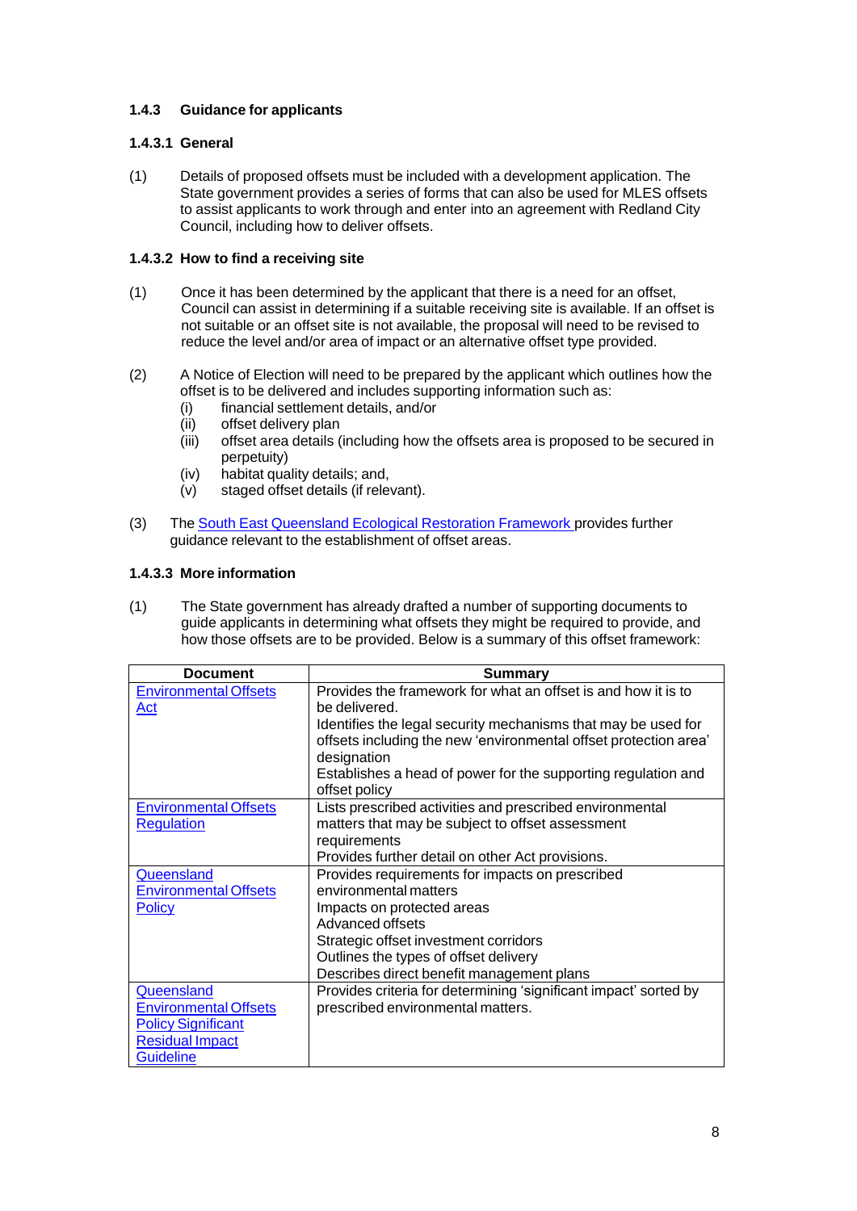#### 1.4.3 Guidance for applicants

##### 1.4.3.1 General

(1) Details of proposed offsets must be included with a development application. The State government provides a series of forms that can also be used for MLES offsets to assist applicants to work through and enter into an agreement with Redland City Council, including how to deliver offsets.

##### 1.4.3.2 How to find a receiving site

(1) Once it has been determined by the applicant that there is a need for an offset, Council can assist in determining if a suitable receiving site is available. If an offset is not suitable or an offset site is not available, the proposal will need to be revised to reduce the level and/or area of impact or an alternative offset type provided.

(2) A Notice of Election will need to be prepared by the applicant which outlines how the offset is to be delivered and includes supporting information such as:
   (i) financial settlement details, and/or
   (ii) offset delivery plan
   (iii) offset area details (including how the offsets area is proposed to be secured in perpetuity)
   (iv) habitat quality details; and,
   (v) staged offset details (if relevant).

(3) The South East Queensland Ecological Restoration Framework provides further guidance relevant to the establishment of offset areas.

##### 1.4.3.3 More information

(1) The State government has already drafted a number of supporting documents to guide applicants in determining what offsets they might be required to provide, and how those offsets are to be provided. Below is a summary of this offset framework:

| Document | Summary |
|---|---|
| Environmental Offsets Act | Provides the framework for what an offset is and how it is to be delivered.<br>Identifies the legal security mechanisms that may be used for offsets including the new 'environmental offset protection area' designation<br>Establishes a head of power for the supporting regulation and offset policy |
| Environmental Offsets Regulation | Lists prescribed activities and prescribed environmental matters that may be subject to offset assessment requirements<br>Provides further detail on other Act provisions. |
| Queensland Environmental Offsets Policy | Provides requirements for impacts on prescribed environmental matters<br>Impacts on protected areas<br>Advanced offsets<br>Strategic offset investment corridors<br>Outlines the types of offset delivery<br>Describes direct benefit management plans |
| Queensland Environmental Offsets Policy Significant Residual Impact Guideline | Provides criteria for determining 'significant impact' sorted by prescribed environmental matters. |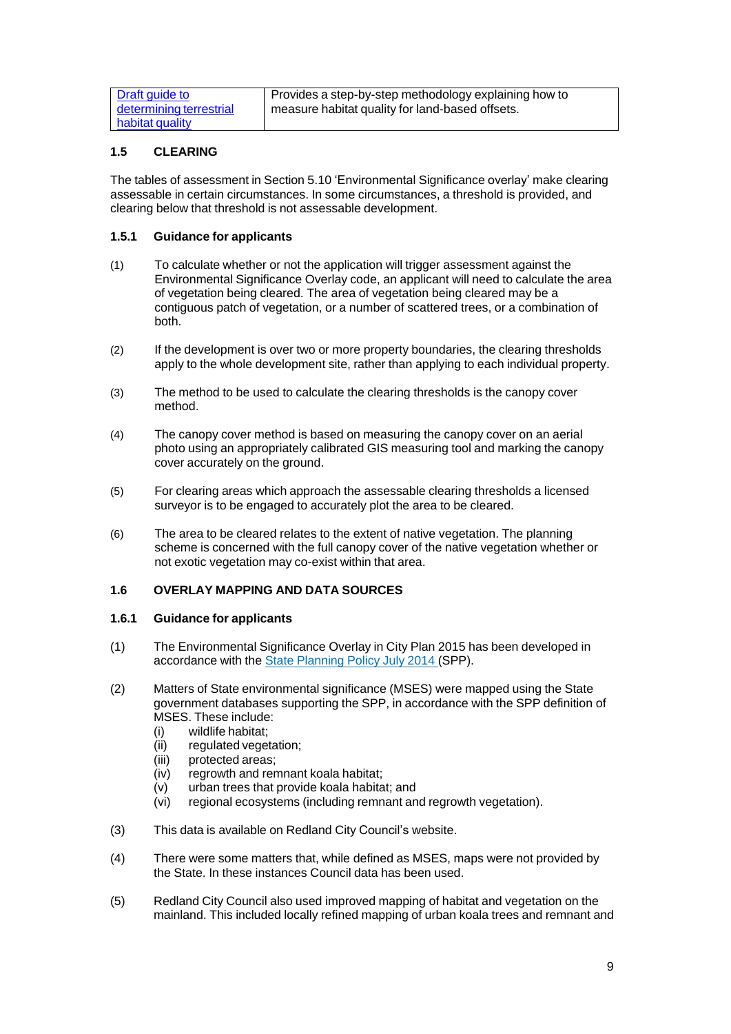| Draft guide to determining terrestrial habitat quality | Provides a step-by-step methodology explaining how to measure habitat quality for land-based offsets. |
|---|---|

## 1.5 CLEARING

The tables of assessment in Section 5.10 'Environmental Significance overlay' make clearing assessable in certain circumstances. In some circumstances, a threshold is provided, and clearing below that threshold is not assessable development.

### 1.5.1 Guidance for applicants

(1) To calculate whether or not the application will trigger assessment against the Environmental Significance Overlay code, an applicant will need to calculate the area of vegetation being cleared. The area of vegetation being cleared may be a contiguous patch of vegetation, or a number of scattered trees, or a combination of both.

(2) If the development is over two or more property boundaries, the clearing thresholds apply to the whole development site, rather than applying to each individual property.

(3) The method to be used to calculate the clearing thresholds is the canopy cover method.

(4) The canopy cover method is based on measuring the canopy cover on an aerial photo using an appropriately calibrated GIS measuring tool and marking the canopy cover accurately on the ground.

(5) For clearing areas which approach the assessable clearing thresholds a licensed surveyor is to be engaged to accurately plot the area to be cleared.

(6) The area to be cleared relates to the extent of native vegetation. The planning scheme is concerned with the full canopy cover of the native vegetation whether or not exotic vegetation may co-exist within that area.

## 1.6 OVERLAY MAPPING AND DATA SOURCES

### 1.6.1 Guidance for applicants

(1) The Environmental Significance Overlay in City Plan 2015 has been developed in accordance with the State Planning Policy July 2014 (SPP).

(2) Matters of State environmental significance (MSES) were mapped using the State government databases supporting the SPP, in accordance with the SPP definition of MSES. These include:
   - (i) wildlife habitat;
   - (ii) regulated vegetation;
   - (iii) protected areas;
   - (iv) regrowth and remnant koala habitat;
   - (v) urban trees that provide koala habitat; and
   - (vi) regional ecosystems (including remnant and regrowth vegetation).

(3) This data is available on Redland City Council's website.

(4) There were some matters that, while defined as MSES, maps were not provided by the State. In these instances Council data has been used.

(5) Redland City Council also used improved mapping of habitat and vegetation on the mainland. This included locally refined mapping of urban koala trees and remnant and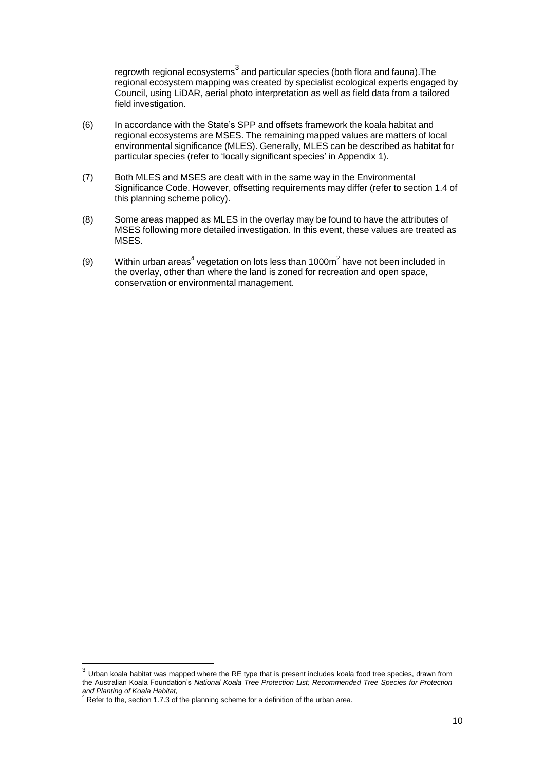regrowth regional ecosystems[3] and particular species (both flora and fauna).The regional ecosystem mapping was created by specialist ecological experts engaged by Council, using LiDAR, aerial photo interpretation as well as field data from a tailored field investigation.

(6) In accordance with the State's SPP and offsets framework the koala habitat and regional ecosystems are MSES. The remaining mapped values are matters of local environmental significance (MLES). Generally, MLES can be described as habitat for particular species (refer to 'locally significant species' in Appendix 1).

(7) Both MLES and MSES are dealt with in the same way in the Environmental Significance Code. However, offsetting requirements may differ (refer to section 1.4 of this planning scheme policy).

(8) Some areas mapped as MLES in the overlay may be found to have the attributes of MSES following more detailed investigation. In this event, these values are treated as MSES.

(9) Within urban areas[4] vegetation on lots less than 1000m$^2$ have not been included in the overlay, other than where the land is zoned for recreation and open space, conservation or environmental management.

---

[3] Urban koala habitat was mapped where the RE type that is present includes koala food tree species, drawn from the Australian Koala Foundation's *National Koala Tree Protection List; Recommended Tree Species for Protection and Planting of Koala Habitat,*

[4] Refer to the, section 1.7.3 of the planning scheme for a definition of the urban area.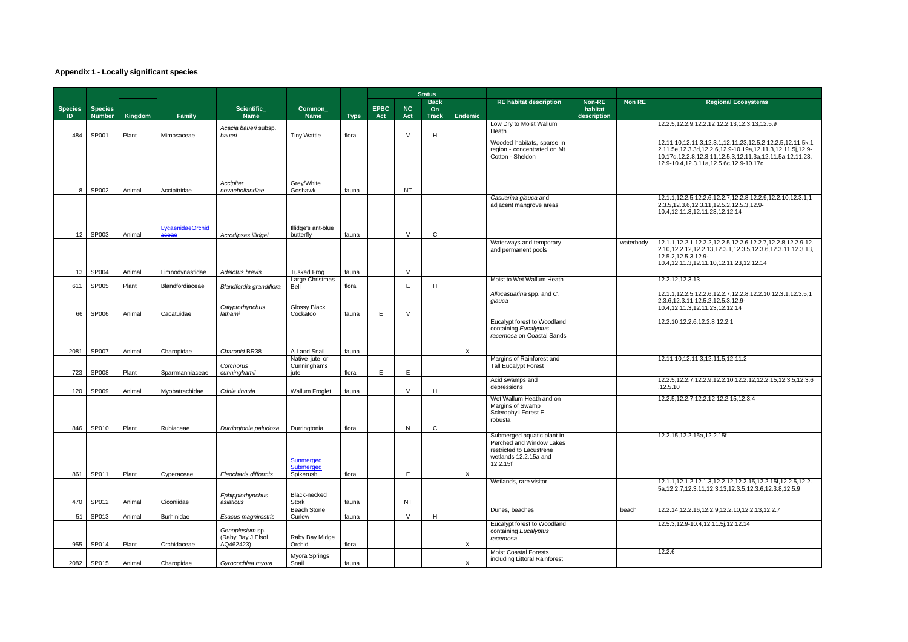## Appendix 1 - Locally significant species

| Species ID | Species Number | Kingdom | Family | Scientific_ Name | Common_ Name | Type | Status | | | | RE habitat description | Non-RE habitat description | Non RE | Regional Ecosystems |
|---|---|---|---|---|---|---|---|---|---|---|---|---|---|---|
| | | | | | | | EPBC Act | NC Act | Back On Track | Endemic | | | | |
| 484 | SP001 | Plant | Mimosaceae | *Acacia baueri* subsp. *baueri* | Tiny Wattle | flora | | V | H | | Low Dry to Moist Wallum Heath | | | 12.2.5,12.2.9,12.2.12,12.2.13,12.3.13,12.5.9 |
| 8 | SP002 | Animal | Accipitridae | *Accipiter novaehollandiae* | Grey/White Goshawk | fauna | | NT | | | Wooded habitats, sparse in region - concentrated on Mt Cotton - Sheldon | | | 12.11.10,12.11.3,12.3.1,12.11.23,12.5.2,12.2.5,12.11.5k,12.11.5e,12.3.3d,12.2.6,12.9-10.19a,12.11.3,12.11.5j,12.9-10.17d,12.2.8,12.3.11,12.5.3,12.11.3a,12.11.5a,12.11.23,12.9-10.4,12.3.11a,12.5.6c,12.9-10.17c |
| 12 | SP003 | Animal | ~~Lycaenidae~~Orchidaceae | *Acrodipsas illidgei* | Illidge's ant-blue butterfly | fauna | | V | C | | *Casuarina glauca* and adjacent mangrove areas | | | 12.1.1,12.2.5,12.2.6,12.2.7,12.2.8,12.2.9,12.2.10,12.3.1,12.3.5,12.3.6,12.3.11,12.5.2,12.5.3,12.9-10.4,12.11.3,12.11.23,12.12.14 |
| 13 | SP004 | Animal | Limnodynastidae | *Adelotus brevis* | Tusked Frog | fauna | | V | | | Waterways and temporary and permanent pools | | waterbody | 12.1.1,12.2.1,12.2.2,12.2.5,12.2.6,12.2.7,12.2.8,12.2.9,12.2.10,12.2.12,12.2.13,12.3.1,12.3.5,12.3.6,12.3.11,12.3.13,12.5.2,12.5.3,12.9-10.4,12.11.3,12.11.10,12.11.23,12.12.14 |
| 611 | SP005 | Plant | Blandfordiaceae | *Blandfordia grandiflora* | Large Christmas Bell | flora | | E | H | | Moist to Wet Wallum Heath | | | 12.2.12,12.3.13 |
| 66 | SP006 | Animal | Cacatuidae | *Calyptorhynchus lathami* | Glossy Black Cockatoo | fauna | E | V | | | *Allocasuarina* spp. and *C. glauca* | | | 12.1.1,12.2.5,12.2.6,12.2.7,12.2.8,12.2.10,12.3.1,12.3.5,12.3.6,12.3.11,12.5.2,12.5.3,12.9-10.4,12.11.3,12.11.23,12.12.14 |
| 2081 | SP007 | Animal | Charopidae | *Charopid* BR38 | A Land Snail | fauna | | | | X | Eucalypt forest to Woodland containing *Eucalyptus racemosa* on Coastal Sands | | | 12.2.10,12.2.6,12.2.8,12.2.1 |
| 723 | SP008 | Plant | Sparrmanniaceae | *Corchorus cunninghamii* | Native jute or Cunninghams jute | flora | E | E | | | Margins of Rainforest and Tall Eucalypt Forest | | | 12.11.10,12.11.3,12.11.5,12.11.2 |
| 120 | SP009 | Animal | Myobatrachidae | *Crinia tinnula* | Wallum Froglet | fauna | | V | H | | Acid swamps and depressions | | | 12.2.5,12.2.7,12.2.9,12.2.10,12.2.12,12.2.15,12.3.5,12.3.6,12.5.10 |
| 846 | SP010 | Plant | Rubiaceae | *Durringtonia paludosa* | Durringtonia | flora | | N | C | | Wet Wallum Heath and on Margins of Swamp Sclerophyll Forest E. robusta | | | 12.2.5,12.2.7,12.2.12,12.2.15,12.3.4 |
| 861 | SP011 | Plant | Cyperaceae | *Eleocharis difformis* | ~~Sunmerged~~ Submerged Spikerush | flora | | E | | X | Submerged aquatic plant in Perched and Window Lakes restricted to Lacustrene wetlands 12.2.15a and 12.2.15f | | | 12.2.15,12.2.15a,12.2.15f |
| 470 | SP012 | Animal | Ciconiidae | *Ephippiorhynchus asiaticus* | Black-necked Stork | fauna | | NT | | | Wetlands, rare visitor | | | 12.1.1,12.1.2,12.1.3,12.2.12,12.2.15,12.2.15f,12.2.5,12.2.5a,12.2.7,12.3.11,12.3.13,12.3.5,12.3.6,12.3.8,12.5.9 |
| 51 | SP013 | Animal | Burhinidae | *Esacus magnirostris* | Beach Stone Curlew | fauna | | V | H | | Dunes, beaches | | beach | 12.2.14,12.2.16,12.2.9,12.2.10,12.2.13,12.2.7 |
| 955 | SP014 | Plant | Orchidaceae | *Genoplesium* sp. (Raby Bay J.Elsol AQ462423) | Raby Bay Midge Orchid | flora | | | | X | Eucalypt forest to Woodland containing *Eucalyptus racemosa* | | | 12.5.3,12.9-10.4,12.11.5j,12.12.14 |
| 2082 | SP015 | Animal | Charopidae | *Gyrocochlea myora* | Myora Springs Snail | fauna | | | | X | Moist Coastal Forests including Littoral Rainforest | | | 12.2.6 |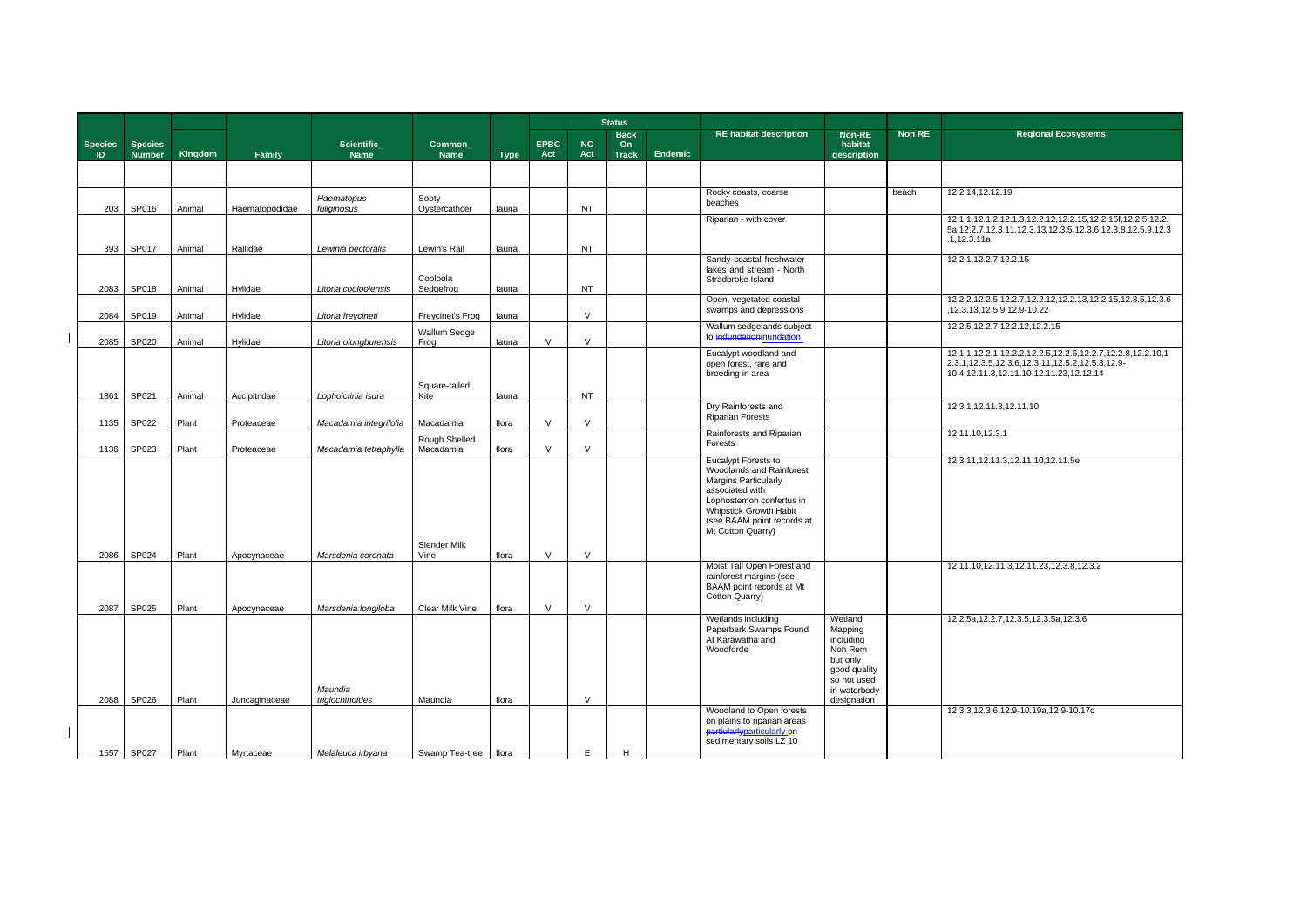| Species ID | Species Number | Kingdom | Family | Scientific_ Name | Common_ Name | Type | Status | | | | RE habitat description | Non-RE habitat description | Non RE | Regional Ecosystems |
|---|---|---|---|---|---|---|---|---|---|---|---|---|---|---|
| | | | | | | | EPBC Act | NC Act | Back On Track | Endemic | | | | |
| | | | | | | | | | | | | | | |
| 203 | SP016 | Animal | Haematopodidae | *Haematopus fuliginosus* | Sooty Oystercathcer | fauna | | NT | | | Rocky coasts, coarse beaches | | beach | 12.2.14,12.12.19 |
| 393 | SP017 | Animal | Rallidae | *Lewinia pectoralis* | Lewin's Rail | fauna | | NT | | | Riparian - with cover | | | 12.1.1,12.1.2,12.1.3,12.2.12,12.2.15,12.2.15f,12.2.5,12.2.5a,12.2.7,12.3.11,12.3.13,12.3.5,12.3.6,12.3.8,12.5.9,12.3.1,12.3.11a |
| 2083 | SP018 | Animal | Hylidae | *Litoria cooloolensis* | Cooloola Sedgefrog | fauna | | NT | | | Sandy coastal freshwater lakes and stream - North Stradbroke Island | | | 12.2.1,12.2.7,12.2.15 |
| 2084 | SP019 | Animal | Hylidae | *Litoria freycineti* | Freycinet's Frog | fauna | | V | | | Open, vegetated coastal swamps and depressions | | | 12.2.2,12.2.5,12.2.7,12.2.12,12.2.13,12.2.15,12.3.5,12.3.6,12.3.13,12.5.9,12.9-10.22 |
| 2085 | SP020 | Animal | Hylidae | *Litoria olongburensis* | Wallum Sedge Frog | fauna | V | V | | | Wallum sedgelands subject to ~~indundation~~inundation | | | 12.2.5,12.2.7,12.2.12,12.2.15 |
| 1861 | SP021 | Animal | Accipitridae | *Lophoictinia isura* | Square-tailed Kite | fauna | | NT | | | Eucalypt woodland and open forest, rare and breeding in area | | | 12.1.1,12.2.1,12.2.2,12.2.5,12.2.6,12.2.7,12.2.8,12.2.10,12.3.1,12.3.5,12.3.6,12.3.11,12.5.2,12.5.3,12.9-10.4,12.11.3,12.11.10,12.11.23,12.12.14 |
| 1135 | SP022 | Plant | Proteaceae | *Macadamia integrifolia* | Macadamia | flora | V | V | | | Dry Rainforests and Riparian Forests | | | 12.3.1,12.11.3,12.11.10 |
| 1136 | SP023 | Plant | Proteaceae | *Macadamia tetraphylla* | Rough Shelled Macadamia | flora | V | V | | | Rainforests and Riparian Forests | | | 12.11.10,12.3.1 |
| 2086 | SP024 | Plant | Apocynaceae | *Marsdenia coronata* | Slender Milk Vine | flora | V | V | | | Eucalypt Forests to Woodlands and Rainforest Margins Particularly associated with Lophostemon confertus in Whipstick Growth Habit (see BAAM point records at Mt Cotton Quarry) | | | 12.3.11,12.11.3,12.11.10,12.11.5e |
| 2087 | SP025 | Plant | Apocynaceae | *Marsdenia longiloba* | Clear Milk Vine | flora | V | V | | | Moist Tall Open Forest and rainforest margins (see BAAM point records at Mt Cotton Quarry) | | | 12.11.10,12.11.3,12.11.23,12.3.8,12.3.2 |
| 2088 | SP026 | Plant | Juncaginaceae | *Maundia triglochinoides* | Maundia | flora | | V | | | Wetlands including Paperbark Swamps Found At Karawatha and Woodforde | Wetland Mapping including Non Rem but only good quality so not used in waterbody designation | | 12.2.5a,12.2.7,12.3.5,12.3.5a,12.3.6 |
| 1557 | SP027 | Plant | Myrtaceae | *Melaleuca irbyana* | Swamp Tea-tree | flora | | E | H | | Woodland to Open forests on plains to riparian areas ~~partiularly~~particularly on sedimentary soils LZ 10 | | | 12.3.3,12.3.6,12.9-10.19a,12.9-10.17c |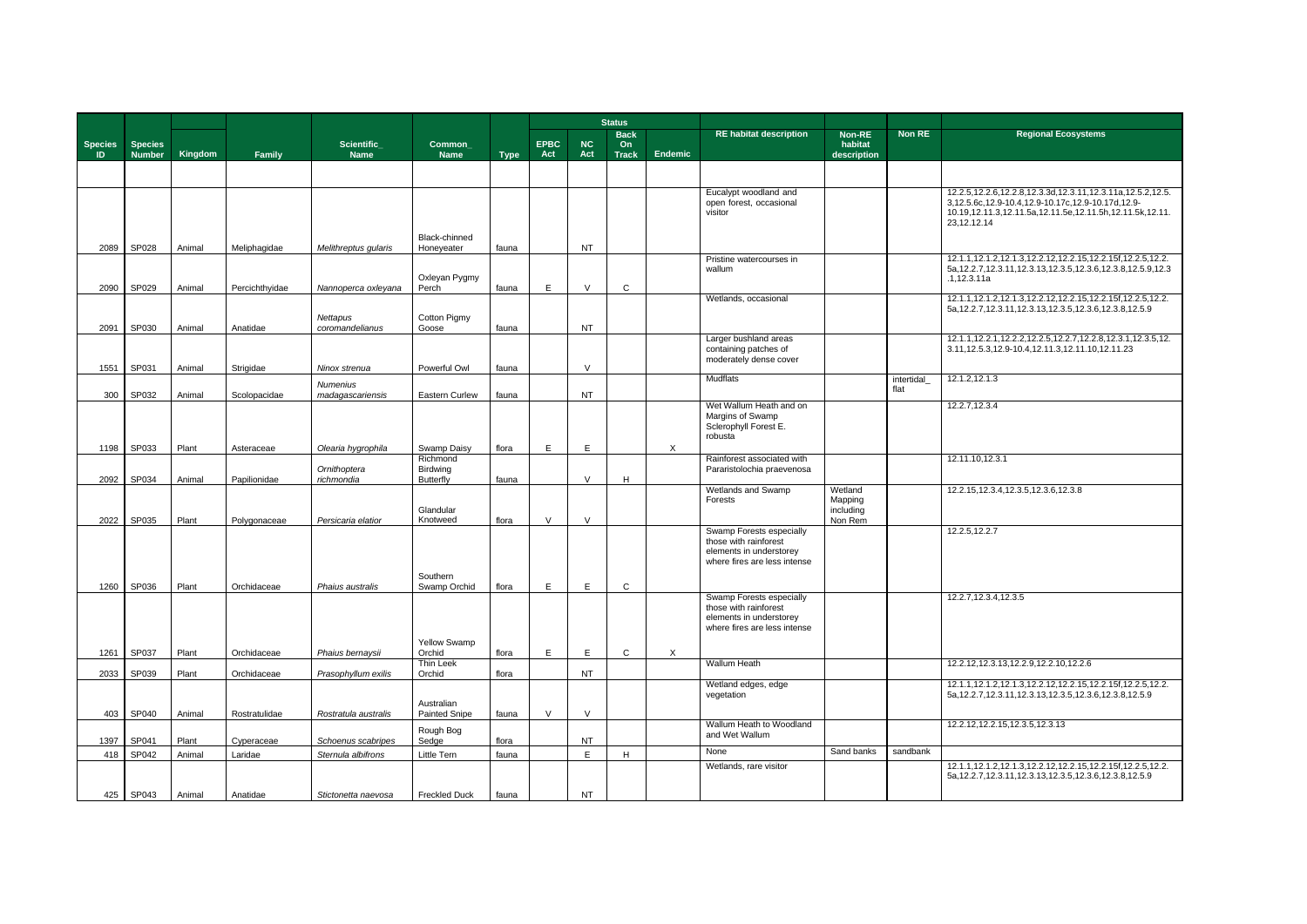| Species ID | Species Number | Kingdom | Family | Scientific_ Name | Common_ Name | Type | Status | | | | RE habitat description | Non-RE habitat description | Non RE | Regional Ecosystems |
|---|---|---|---|---|---|---|---|---|---|---|---|---|---|---|
| | | | | | | | EPBC Act | NC Act | Back On Track | Endemic | | | | |
| 2089 | SP028 | Animal | Meliphagidae | *Melithreptus gularis* | Black-chinned Honeyeater | fauna | | NT | | | Eucalypt woodland and open forest, occasional visitor | | | 12.2.5,12.2.6,12.2.8,12.3.3d,12.3.11,12.3.11a,12.5.2,12.5.3,12.5.6c,12.9-10.4,12.9-10.17c,12.9-10.17d,12.9-10.19,12.11.3,12.11.5a,12.11.5e,12.11.5h,12.11.5k,12.11.23,12.12.14 |
| 2090 | SP029 | Animal | Percichthyidae | *Nannoperca oxleyana* | Oxleyan Pygmy Perch | fauna | E | V | C | | Pristine watercourses in wallum | | | 12.1.1,12.1.2,12.1.3,12.2.12,12.2.15,12.2.15f,12.2.5,12.2.5a,12.2.7,12.3.11,12.3.13,12.3.5,12.3.6,12.3.8,12.5.9,12.3.1,12.3.11a |
| 2091 | SP030 | Animal | Anatidae | *Nettapus coromandelianus* | Cotton Pigmy Goose | fauna | | NT | | | Wetlands, occasional | | | 12.1.1,12.1.2,12.1.3,12.2.12,12.2.15,12.2.15f,12.2.5,12.2.5a,12.2.7,12.3.11,12.3.13,12.3.5,12.3.6,12.3.8,12.5.9 |
| 1551 | SP031 | Animal | Strigidae | *Ninox strenua* | Powerful Owl | fauna | | V | | | Larger bushland areas containing patches of moderately dense cover | | | 12.1.1,12.2.1,12.2.2,12.2.5,12.2.7,12.2.8,12.3.1,12.3.5,12.3.11,12.5.3,12.9-10.4,12.11.3,12.11.10,12.11.23 |
| 300 | SP032 | Animal | Scolopacidae | *Numenius madagascariensis* | Eastern Curlew | fauna | | NT | | | Mudflats | | intertidal_ flat | 12.1.2,12.1.3 |
| 1198 | SP033 | Plant | Asteraceae | *Olearia hygrophila* | Swamp Daisy | flora | E | E | | X | Wet Wallum Heath and on Margins of Swamp Sclerophyll Forest E. robusta | | | 12.2.7,12.3.4 |
| 2092 | SP034 | Animal | Papilionidae | *Ornithoptera richmondia* | Richmond Birdwing Butterfly | fauna | | V | H | | Rainforest associated with Pararistolochia praevenosa | | | 12.11.10,12.3.1 |
| 2022 | SP035 | Plant | Polygonaceae | *Persicaria elatior* | Glandular Knotweed | flora | V | V | | | Wetlands and Swamp Forests | Wetland Mapping including Non Rem | | 12.2.15,12.3.4,12.3.5,12.3.6,12.3.8 |
| 1260 | SP036 | Plant | Orchidaceae | *Phaius australis* | Southern Swamp Orchid | flora | E | E | C | | Swamp Forests especially those with rainforest elements in understorey where fires are less intense | | | 12.2.5,12.2.7 |
| 1261 | SP037 | Plant | Orchidaceae | *Phaius bernaysii* | Yellow Swamp Orchid | flora | E | E | C | X | Swamp Forests especially those with rainforest elements in understorey where fires are less intense | | | 12.2.7,12.3.4,12.3.5 |
| 2033 | SP039 | Plant | Orchidaceae | *Prasophyllum exilis* | Thin Leek Orchid | flora | | NT | | | Wallum Heath | | | 12.2.12,12.3.13,12.2.9,12.2.10,12.2.6 |
| 403 | SP040 | Animal | Rostratulidae | *Rostratula australis* | Australian Painted Snipe | fauna | V | V | | | Wetland edges, edge vegetation | | | 12.1.1,12.1.2,12.1.3,12.2.12,12.2.15,12.2.15f,12.2.5,12.2.5a,12.2.7,12.3.11,12.3.13,12.3.5,12.3.6,12.3.8,12.5.9 |
| 1397 | SP041 | Plant | Cyperaceae | *Schoenus scabripes* | Rough Bog Sedge | flora | | NT | | | Wallum Heath to Woodland and Wet Wallum | | | 12.2.12,12.2.15,12.3.5,12.3.13 |
| 418 | SP042 | Animal | Laridae | *Sternula albifrons* | Little Tern | fauna | | E | H | | None | Sand banks | sandbank | |
| 425 | SP043 | Animal | Anatidae | *Stictonetta naevosa* | Freckled Duck | fauna | | NT | | | Wetlands, rare visitor | | | 12.1.1,12.1.2,12.1.3,12.2.12,12.2.15,12.2.15f,12.2.5,12.2.5a,12.2.7,12.3.11,12.3.13,12.3.5,12.3.6,12.3.8,12.5.9 |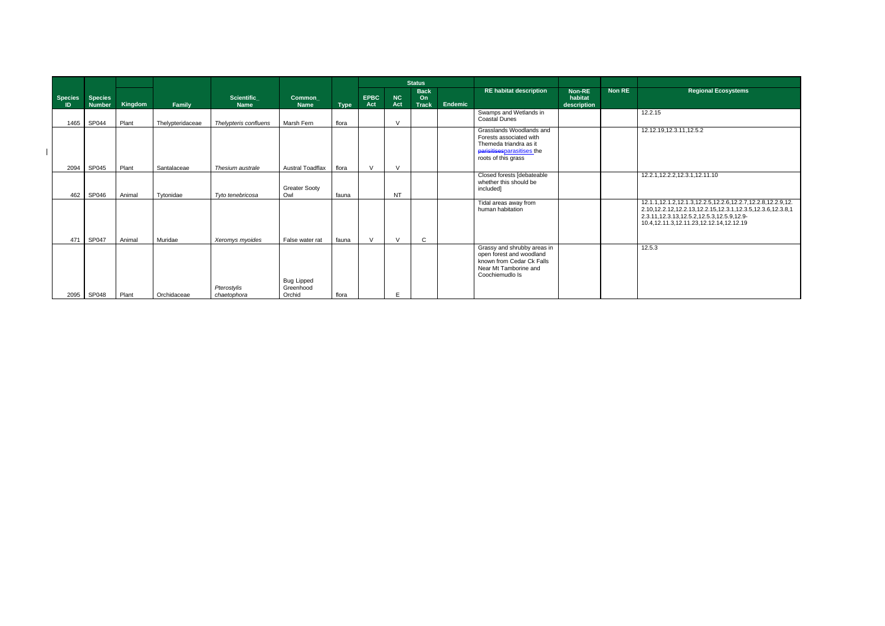| Species ID | Species Number | Kingdom | Family | Scientific_ Name | Common_ Name | Type | Status | | | | RE habitat description | Non-RE habitat description | Non RE | Regional Ecosystems |
|---|---|---|---|---|---|---|---|---|---|---|---|---|---|---|
| | | | | | | | EPBC Act | NC Act | Back On Track | Endemic | | | | |
| 1465 | SP044 | Plant | Thelypteridaceae | *Thelypteris confluens* | Marsh Fern | flora | | V | | | Swamps and Wetlands in Coastal Dunes | | | 12.2.15 |
| 2094 | SP045 | Plant | Santalaceae | *Thesium australe* | Austral Toadflax | flora | V | V | | | Grasslands Woodlands and Forests associated with Themeda triandra as it parisitisesparasitises the roots of this grass | | | 12.12.19,12.3.11,12.5.2 |
| 462 | SP046 | Animal | Tytonidae | *Tyto tenebricosa* | Greater Sooty Owl | fauna | | NT | | | Closed forests [debateable whether this should be included] | | | 12.2.1,12.2.2,12.3.1,12.11.10 |
| 471 | SP047 | Animal | Muridae | *Xeromys myoides* | False water rat | fauna | V | V | C | | Tidal areas away from human habitation | | | 12.1.1,12.1.2,12.1.3,12.2.5,12.2.6,12.2.7,12.2.8,12.2.9,12.2.10,12.2.12,12.2.13,12.2.15,12.3.1,12.3.5,12.3.6,12.3.8,12.3.11,12.3.13,12.5.2,12.5.3,12.5.9,12.9-10.4,12.11.3,12.11.23,12.12.14,12.12.19 |
| 2095 | SP048 | Plant | Orchidaceae | *Pterostylis chaetophora* | Bug Lipped Greenhood Orchid | flora | | E | | | Grassy and shrubby areas in open forest and woodland known from Cedar Ck Falls Near Mt Tamborine and Coochiemudlo Is | | | 12.5.3 |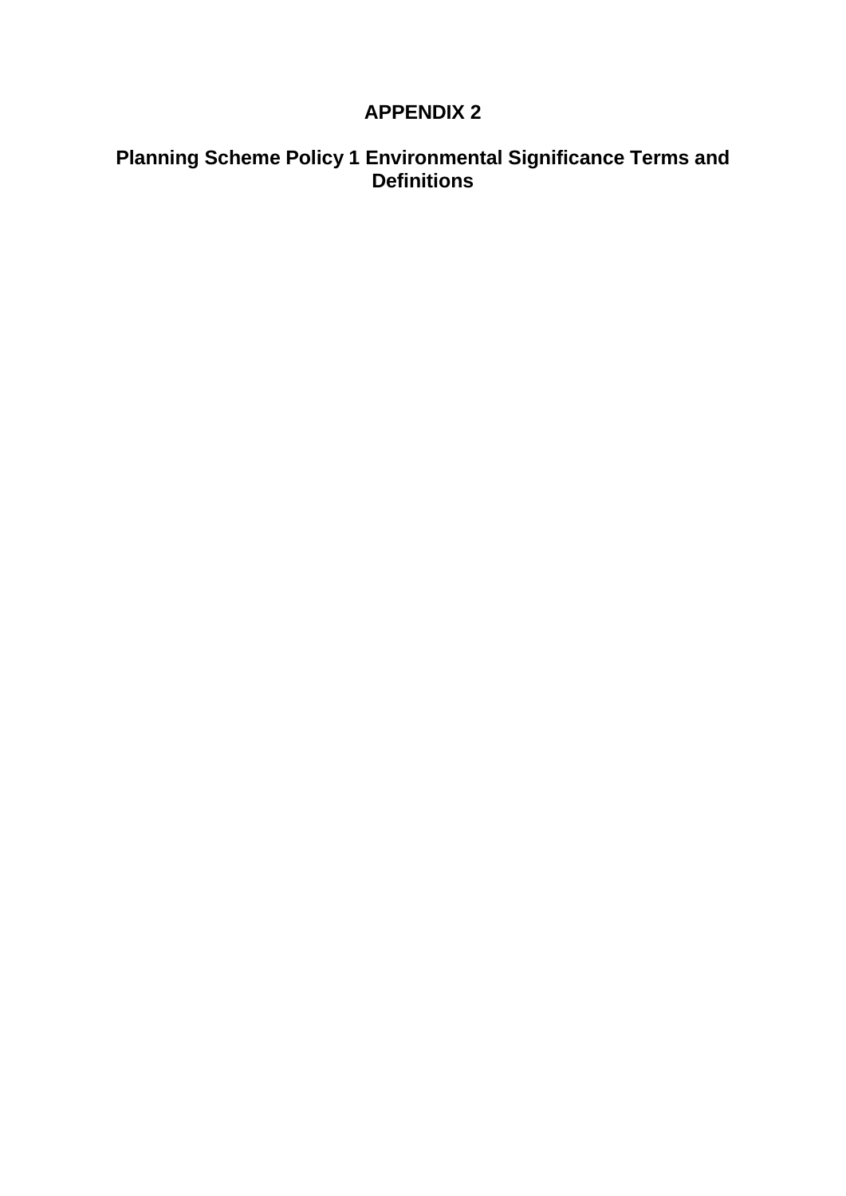# APPENDIX 2

## Planning Scheme Policy 1 Environmental Significance Terms and Definitions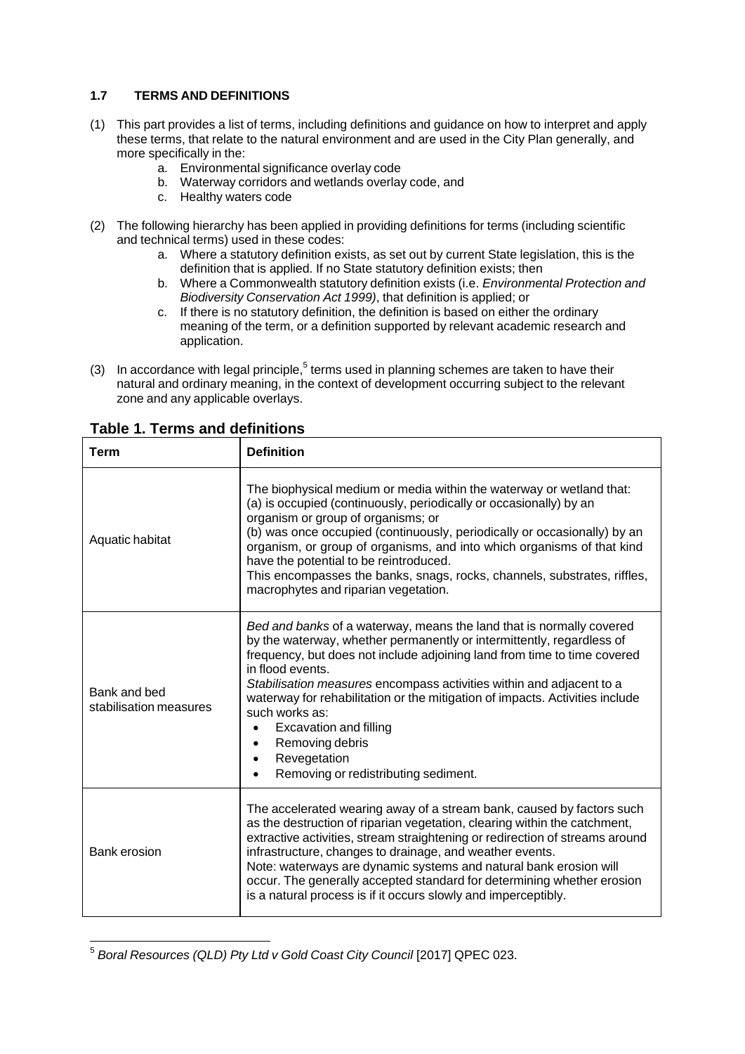### 1.7 TERMS AND DEFINITIONS

(1) This part provides a list of terms, including definitions and guidance on how to interpret and apply these terms, that relate to the natural environment and are used in the City Plan generally, and more specifically in the:

a. Environmental significance overlay code
b. Waterway corridors and wetlands overlay code, and
c. Healthy waters code

(2) The following hierarchy has been applied in providing definitions for terms (including scientific and technical terms) used in these codes:

a. Where a statutory definition exists, as set out by current State legislation, this is the definition that is applied. If no State statutory definition exists; then
b. Where a Commonwealth statutory definition exists (i.e. *Environmental Protection and Biodiversity Conservation Act 1999)*, that definition is applied; or
c. If there is no statutory definition, the definition is based on either the ordinary meaning of the term, or a definition supported by relevant academic research and application.

(3) In accordance with legal principle,[5] terms used in planning schemes are taken to have their natural and ordinary meaning, in the context of development occurring subject to the relevant zone and any applicable overlays.

**Table 1. Terms and definitions**

| Term | Definition |
|---|---|
| Aquatic habitat | The biophysical medium or media within the waterway or wetland that:<br>(a) is occupied (continuously, periodically or occasionally) by an organism or group of organisms; or<br>(b) was once occupied (continuously, periodically or occasionally) by an organism, or group of organisms, and into which organisms of that kind have the potential to be reintroduced.<br>This encompasses the banks, snags, rocks, channels, substrates, riffles, macrophytes and riparian vegetation. |
| Bank and bed stabilisation measures | *Bed and banks* of a waterway, means the land that is normally covered by the waterway, whether permanently or intermittently, regardless of frequency, but does not include adjoining land from time to time covered in flood events.<br>*Stabilisation measures* encompass activities within and adjacent to a waterway for rehabilitation or the mitigation of impacts. Activities include such works as:<br>• Excavation and filling<br>• Removing debris<br>• Revegetation<br>• Removing or redistributing sediment. |
| Bank erosion | The accelerated wearing away of a stream bank, caused by factors such as the destruction of riparian vegetation, clearing within the catchment, extractive activities, stream straightening or redirection of streams around infrastructure, changes to drainage, and weather events.<br>Note: waterways are dynamic systems and natural bank erosion will occur. The generally accepted standard for determining whether erosion is a natural process is if it occurs slowly and imperceptibly. |

[5] *Boral Resources (QLD) Pty Ltd v Gold Coast City Council* [2017] QPEC 023.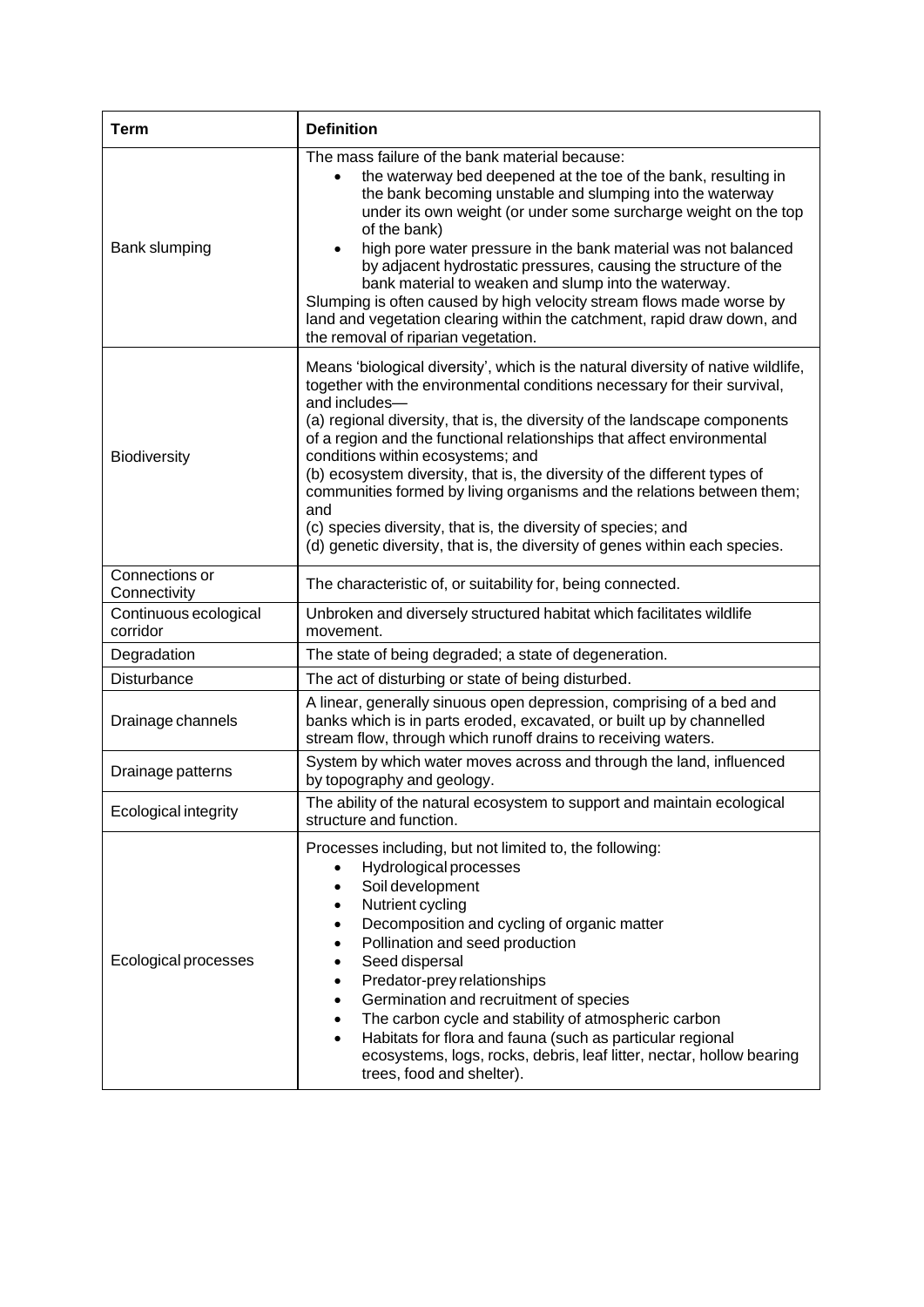| Term | Definition |
|---|---|
| Bank slumping | The mass failure of the bank material because:<br>• the waterway bed deepened at the toe of the bank, resulting in the bank becoming unstable and slumping into the waterway under its own weight (or under some surcharge weight on the top of the bank)<br>• high pore water pressure in the bank material was not balanced by adjacent hydrostatic pressures, causing the structure of the bank material to weaken and slump into the waterway.<br>Slumping is often caused by high velocity stream flows made worse by land and vegetation clearing within the catchment, rapid draw down, and the removal of riparian vegetation. |
| Biodiversity | Means 'biological diversity', which is the natural diversity of native wildlife, together with the environmental conditions necessary for their survival, and includes—<br>(a) regional diversity, that is, the diversity of the landscape components of a region and the functional relationships that affect environmental conditions within ecosystems; and<br>(b) ecosystem diversity, that is, the diversity of the different types of communities formed by living organisms and the relations between them; and<br>(c) species diversity, that is, the diversity of species; and<br>(d) genetic diversity, that is, the diversity of genes within each species. |
| Connections or Connectivity | The characteristic of, or suitability for, being connected. |
| Continuous ecological corridor | Unbroken and diversely structured habitat which facilitates wildlife movement. |
| Degradation | The state of being degraded; a state of degeneration. |
| Disturbance | The act of disturbing or state of being disturbed. |
| Drainage channels | A linear, generally sinuous open depression, comprising of a bed and banks which is in parts eroded, excavated, or built up by channelled stream flow, through which runoff drains to receiving waters. |
| Drainage patterns | System by which water moves across and through the land, influenced by topography and geology. |
| Ecological integrity | The ability of the natural ecosystem to support and maintain ecological structure and function. |
| Ecological processes | Processes including, but not limited to, the following:<br>• Hydrological processes<br>• Soil development<br>• Nutrient cycling<br>• Decomposition and cycling of organic matter<br>• Pollination and seed production<br>• Seed dispersal<br>• Predator-prey relationships<br>• Germination and recruitment of species<br>• The carbon cycle and stability of atmospheric carbon<br>• Habitats for flora and fauna (such as particular regional ecosystems, logs, rocks, debris, leaf litter, nectar, hollow bearing trees, food and shelter). |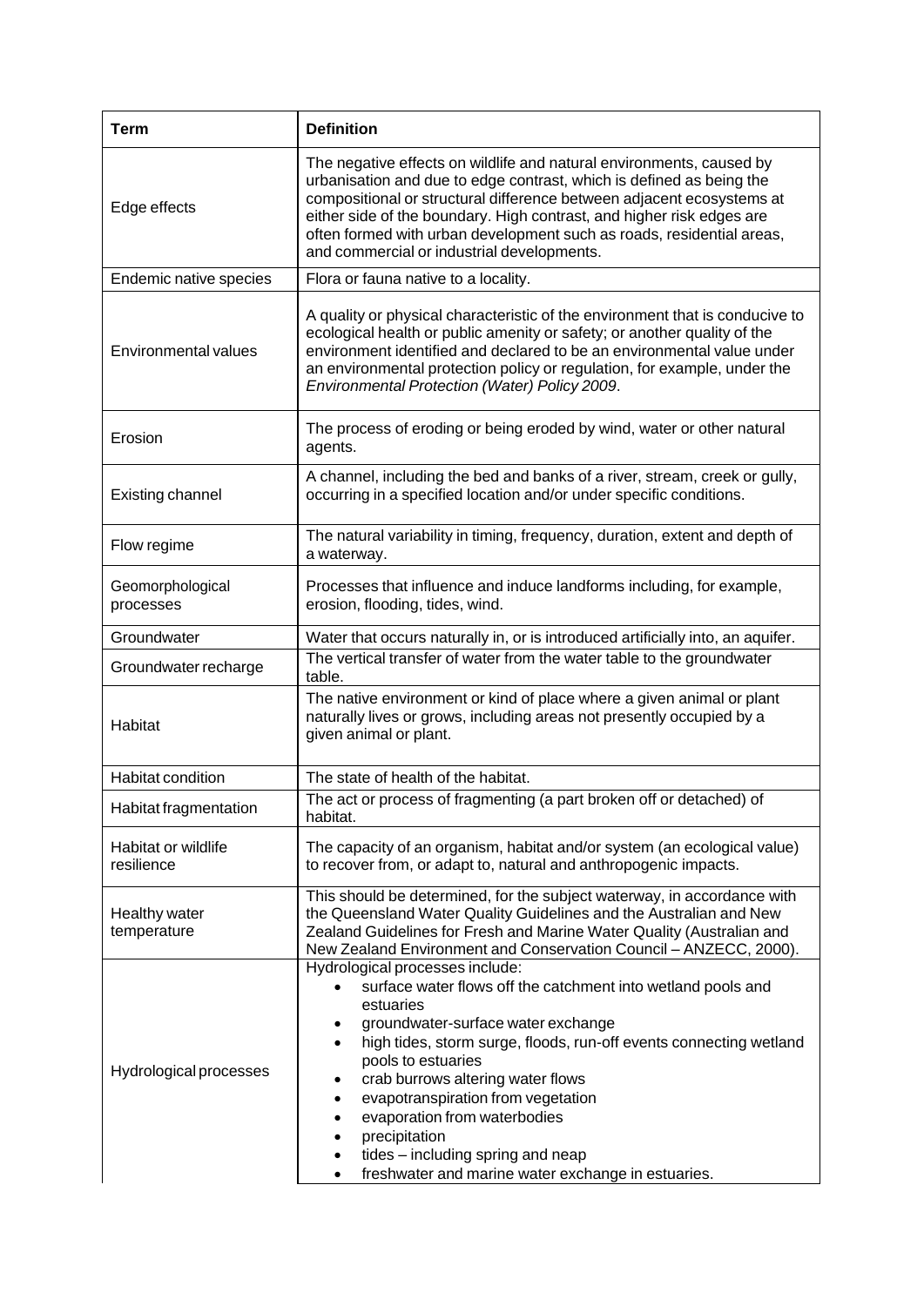| Term | Definition |
|---|---|
| Edge effects | The negative effects on wildlife and natural environments, caused by urbanisation and due to edge contrast, which is defined as being the compositional or structural difference between adjacent ecosystems at either side of the boundary. High contrast, and higher risk edges are often formed with urban development such as roads, residential areas, and commercial or industrial developments. |
| Endemic native species | Flora or fauna native to a locality. |
| Environmental values | A quality or physical characteristic of the environment that is conducive to ecological health or public amenity or safety; or another quality of the environment identified and declared to be an environmental value under an environmental protection policy or regulation, for example, under the *Environmental Protection (Water) Policy 2009*. |
| Erosion | The process of eroding or being eroded by wind, water or other natural agents. |
| Existing channel | A channel, including the bed and banks of a river, stream, creek or gully, occurring in a specified location and/or under specific conditions. |
| Flow regime | The natural variability in timing, frequency, duration, extent and depth of a waterway. |
| Geomorphological processes | Processes that influence and induce landforms including, for example, erosion, flooding, tides, wind. |
| Groundwater | Water that occurs naturally in, or is introduced artificially into, an aquifer. |
| Groundwater recharge | The vertical transfer of water from the water table to the groundwater table. |
| Habitat | The native environment or kind of place where a given animal or plant naturally lives or grows, including areas not presently occupied by a given animal or plant. |
| Habitat condition | The state of health of the habitat. |
| Habitat fragmentation | The act or process of fragmenting (a part broken off or detached) of habitat. |
| Habitat or wildlife resilience | The capacity of an organism, habitat and/or system (an ecological value) to recover from, or adapt to, natural and anthropogenic impacts. |
| Healthy water temperature | This should be determined, for the subject waterway, in accordance with the Queensland Water Quality Guidelines and the Australian and New Zealand Guidelines for Fresh and Marine Water Quality (Australian and New Zealand Environment and Conservation Council – ANZECC, 2000). |
| Hydrological processes | Hydrological processes include: <br>• surface water flows off the catchment into wetland pools and estuaries <br>• groundwater-surface water exchange <br>• high tides, storm surge, floods, run-off events connecting wetland pools to estuaries <br>• crab burrows altering water flows <br>• evapotranspiration from vegetation <br>• evaporation from waterbodies <br>• precipitation <br>• tides – including spring and neap <br>• freshwater and marine water exchange in estuaries. |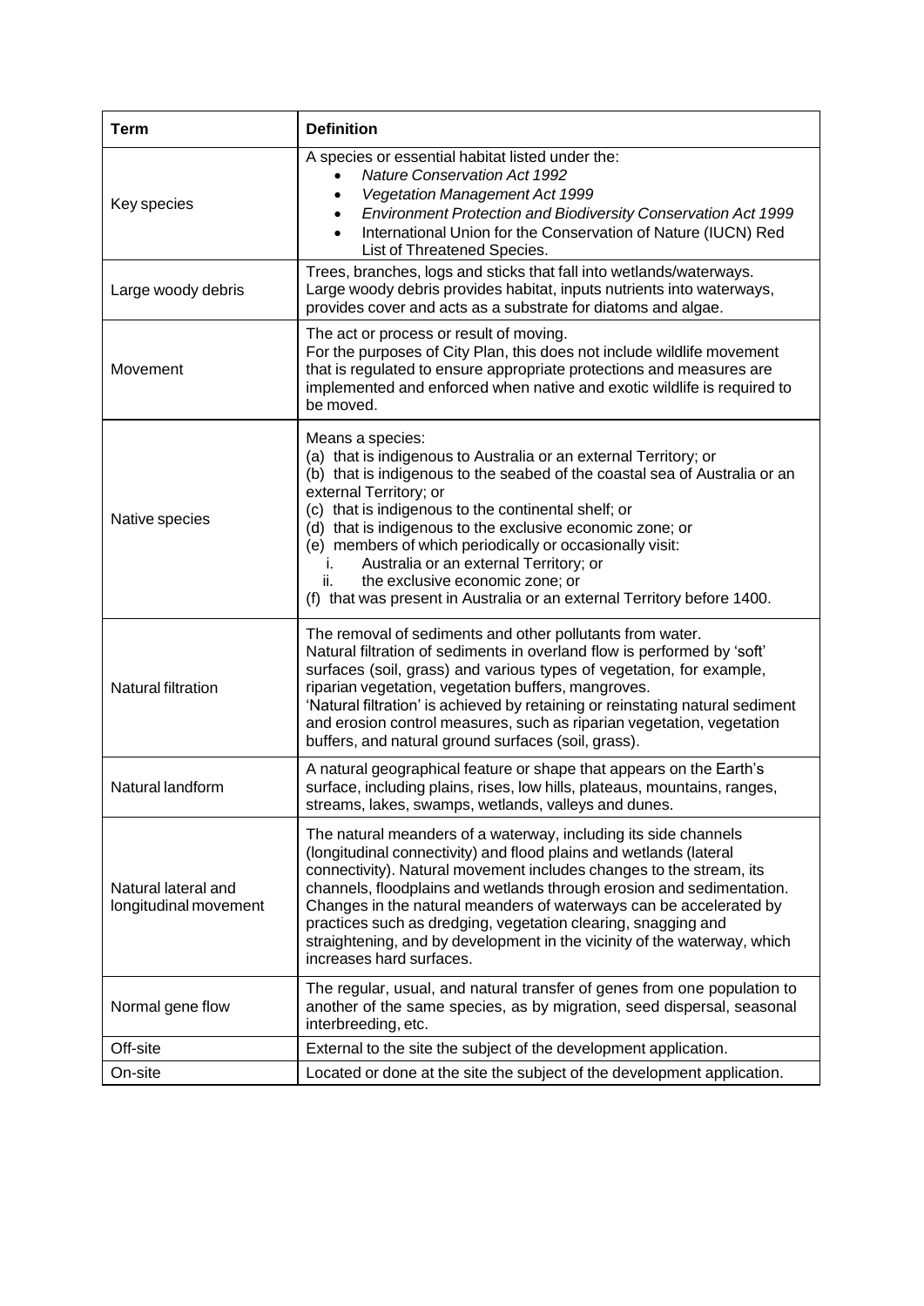| Term | Definition |
| --- | --- |
| Key species | A species or essential habitat listed under the:<br>• *Nature Conservation Act 1992*<br>• *Vegetation Management Act 1999*<br>• *Environment Protection and Biodiversity Conservation Act 1999*<br>• International Union for the Conservation of Nature (IUCN) Red List of Threatened Species. |
| Large woody debris | Trees, branches, logs and sticks that fall into wetlands/waterways. Large woody debris provides habitat, inputs nutrients into waterways, provides cover and acts as a substrate for diatoms and algae. |
| Movement | The act or process or result of moving.<br>For the purposes of City Plan, this does not include wildlife movement that is regulated to ensure appropriate protections and measures are implemented and enforced when native and exotic wildlife is required to be moved. |
| Native species | Means a species:<br>(a) that is indigenous to Australia or an external Territory; or<br>(b) that is indigenous to the seabed of the coastal sea of Australia or an external Territory; or<br>(c) that is indigenous to the continental shelf; or<br>(d) that is indigenous to the exclusive economic zone; or<br>(e) members of which periodically or occasionally visit:<br>i. Australia or an external Territory; or<br>ii. the exclusive economic zone; or<br>(f) that was present in Australia or an external Territory before 1400. |
| Natural filtration | The removal of sediments and other pollutants from water.<br>Natural filtration of sediments in overland flow is performed by 'soft' surfaces (soil, grass) and various types of vegetation, for example, riparian vegetation, vegetation buffers, mangroves.<br>'Natural filtration' is achieved by retaining or reinstating natural sediment and erosion control measures, such as riparian vegetation, vegetation buffers, and natural ground surfaces (soil, grass). |
| Natural landform | A natural geographical feature or shape that appears on the Earth's surface, including plains, rises, low hills, plateaus, mountains, ranges, streams, lakes, swamps, wetlands, valleys and dunes. |
| Natural lateral and longitudinal movement | The natural meanders of a waterway, including its side channels (longitudinal connectivity) and flood plains and wetlands (lateral connectivity). Natural movement includes changes to the stream, its channels, floodplains and wetlands through erosion and sedimentation. Changes in the natural meanders of waterways can be accelerated by practices such as dredging, vegetation clearing, snagging and straightening, and by development in the vicinity of the waterway, which increases hard surfaces. |
| Normal gene flow | The regular, usual, and natural transfer of genes from one population to another of the same species, as by migration, seed dispersal, seasonal interbreeding, etc. |
| Off-site | External to the site the subject of the development application. |
| On-site | Located or done at the site the subject of the development application. |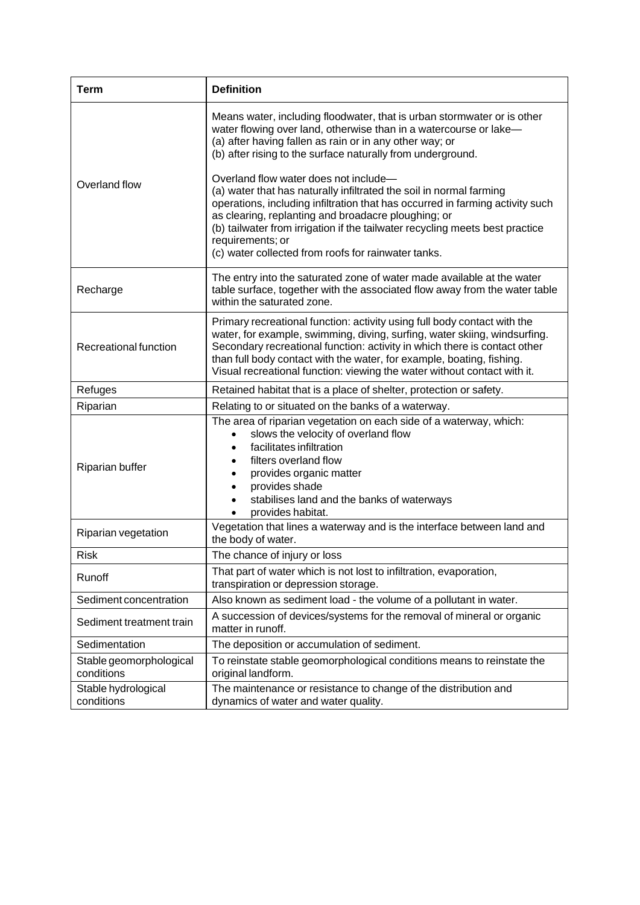| Term | Definition |
|---|---|
| Overland flow | Means water, including floodwater, that is urban stormwater or is other water flowing over land, otherwise than in a watercourse or lake—<br>(a) after having fallen as rain or in any other way; or<br>(b) after rising to the surface naturally from underground.<br><br>Overland flow water does not include—<br>(a) water that has naturally infiltrated the soil in normal farming operations, including infiltration that has occurred in farming activity such as clearing, replanting and broadacre ploughing; or<br>(b) tailwater from irrigation if the tailwater recycling meets best practice requirements; or<br>(c) water collected from roofs for rainwater tanks. |
| Recharge | The entry into the saturated zone of water made available at the water table surface, together with the associated flow away from the water table within the saturated zone. |
| Recreational function | Primary recreational function: activity using full body contact with the water, for example, swimming, diving, surfing, water skiing, windsurfing.<br>Secondary recreational function: activity in which there is contact other than full body contact with the water, for example, boating, fishing.<br>Visual recreational function: viewing the water without contact with it. |
| Refuges | Retained habitat that is a place of shelter, protection or safety. |
| Riparian | Relating to or situated on the banks of a waterway. |
| Riparian buffer | The area of riparian vegetation on each side of a waterway, which:<br>• slows the velocity of overland flow<br>• facilitates infiltration<br>• filters overland flow<br>• provides organic matter<br>• provides shade<br>• stabilises land and the banks of waterways<br>• provides habitat. |
| Riparian vegetation | Vegetation that lines a waterway and is the interface between land and the body of water. |
| Risk | The chance of injury or loss |
| Runoff | That part of water which is not lost to infiltration, evaporation, transpiration or depression storage. |
| Sediment concentration | Also known as sediment load - the volume of a pollutant in water. |
| Sediment treatment train | A succession of devices/systems for the removal of mineral or organic matter in runoff. |
| Sedimentation | The deposition or accumulation of sediment. |
| Stable geomorphological conditions | To reinstate stable geomorphological conditions means to reinstate the original landform. |
| Stable hydrological conditions | The maintenance or resistance to change of the distribution and dynamics of water and water quality. |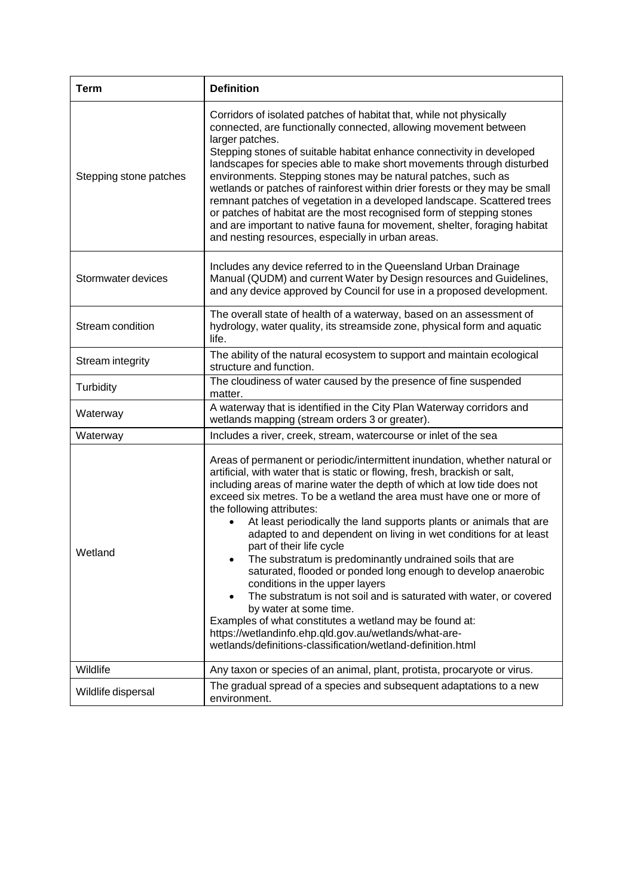| Term | Definition |
| --- | --- |
| Stepping stone patches | Corridors of isolated patches of habitat that, while not physically connected, are functionally connected, allowing movement between larger patches. Stepping stones of suitable habitat enhance connectivity in developed landscapes for species able to make short movements through disturbed environments. Stepping stones may be natural patches, such as wetlands or patches of rainforest within drier forests or they may be small remnant patches of vegetation in a developed landscape. Scattered trees or patches of habitat are the most recognised form of stepping stones and are important to native fauna for movement, shelter, foraging habitat and nesting resources, especially in urban areas. |
| Stormwater devices | Includes any device referred to in the Queensland Urban Drainage Manual (QUDM) and current Water by Design resources and Guidelines, and any device approved by Council for use in a proposed development. |
| Stream condition | The overall state of health of a waterway, based on an assessment of hydrology, water quality, its streamside zone, physical form and aquatic life. |
| Stream integrity | The ability of the natural ecosystem to support and maintain ecological structure and function. |
| Turbidity | The cloudiness of water caused by the presence of fine suspended matter. |
| Waterway | A waterway that is identified in the City Plan Waterway corridors and wetlands mapping (stream orders 3 or greater). |
| Waterway | Includes a river, creek, stream, watercourse or inlet of the sea |
| Wetland | Areas of permanent or periodic/intermittent inundation, whether natural or artificial, with water that is static or flowing, fresh, brackish or salt, including areas of marine water the depth of which at low tide does not exceed six metres. To be a wetland the area must have one or more of the following attributes:<br>• At least periodically the land supports plants or animals that are adapted to and dependent on living in wet conditions for at least part of their life cycle<br>• The substratum is predominantly undrained soils that are saturated, flooded or ponded long enough to develop anaerobic conditions in the upper layers<br>• The substratum is not soil and is saturated with water, or covered by water at some time.<br>Examples of what constitutes a wetland may be found at: https://wetlandinfo.ehp.qld.gov.au/wetlands/what-are-wetlands/definitions-classification/wetland-definition.html |
| Wildlife | Any taxon or species of an animal, plant, protista, procaryote or virus. |
| Wildlife dispersal | The gradual spread of a species and subsequent adaptations to a new environment. |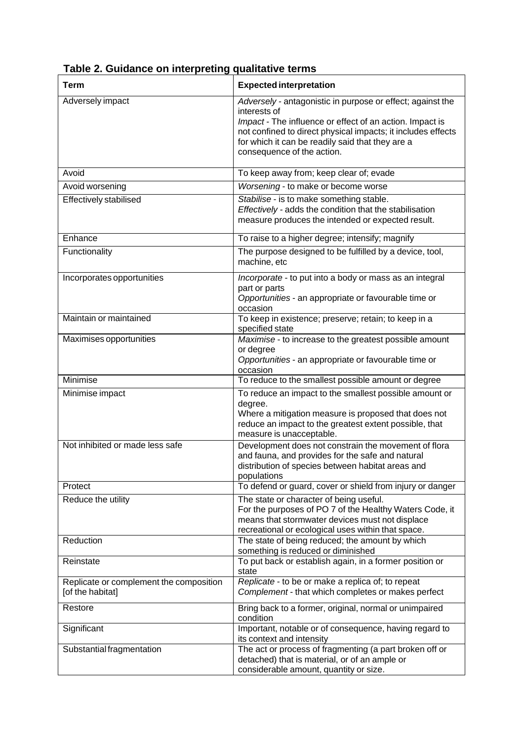**Table 2. Guidance on interpreting qualitative terms**

| Term | Expected interpretation |
|---|---|
| Adversely impact | *Adversely* - antagonistic in purpose or effect; against the interests of<br>*Impact* - The influence or effect of an action. Impact is not confined to direct physical impacts; it includes effects for which it can be readily said that they are a consequence of the action. |
| Avoid | To keep away from; keep clear of; evade |
| Avoid worsening | *Worsening* - to make or become worse |
| Effectively stabilised | *Stabilise* - is to make something stable.<br>*Effectively* - adds the condition that the stabilisation measure produces the intended or expected result. |
| Enhance | To raise to a higher degree; intensify; magnify |
| Functionality | The purpose designed to be fulfilled by a device, tool, machine, etc |
| Incorporates opportunities | *Incorporate* - to put into a body or mass as an integral part or parts<br>*Opportunities* - an appropriate or favourable time or occasion |
| Maintain or maintained | To keep in existence; preserve; retain; to keep in a specified state |
| Maximises opportunities | *Maximise* - to increase to the greatest possible amount or degree<br>*Opportunities* - an appropriate or favourable time or occasion |
| Minimise | To reduce to the smallest possible amount or degree |
| Minimise impact | To reduce an impact to the smallest possible amount or degree.<br>Where a mitigation measure is proposed that does not reduce an impact to the greatest extent possible, that measure is unacceptable. |
| Not inhibited or made less safe | Development does not constrain the movement of flora and fauna, and provides for the safe and natural distribution of species between habitat areas and populations |
| Protect | To defend or guard, cover or shield from injury or danger |
| Reduce the utility | The state or character of being useful.<br>For the purposes of PO 7 of the Healthy Waters Code, it means that stormwater devices must not displace recreational or ecological uses within that space. |
| Reduction | The state of being reduced; the amount by which something is reduced or diminished |
| Reinstate | To put back or establish again, in a former position or state |
| Replicate or complement the composition [of the habitat] | *Replicate* - to be or make a replica of; to repeat<br>*Complement* - that which completes or makes perfect |
| Restore | Bring back to a former, original, normal or unimpaired condition |
| Significant | Important, notable or of consequence, having regard to its context and intensity |
| Substantial fragmentation | The act or process of fragmenting (a part broken off or detached) that is material, or of an ample or considerable amount, quantity or size. |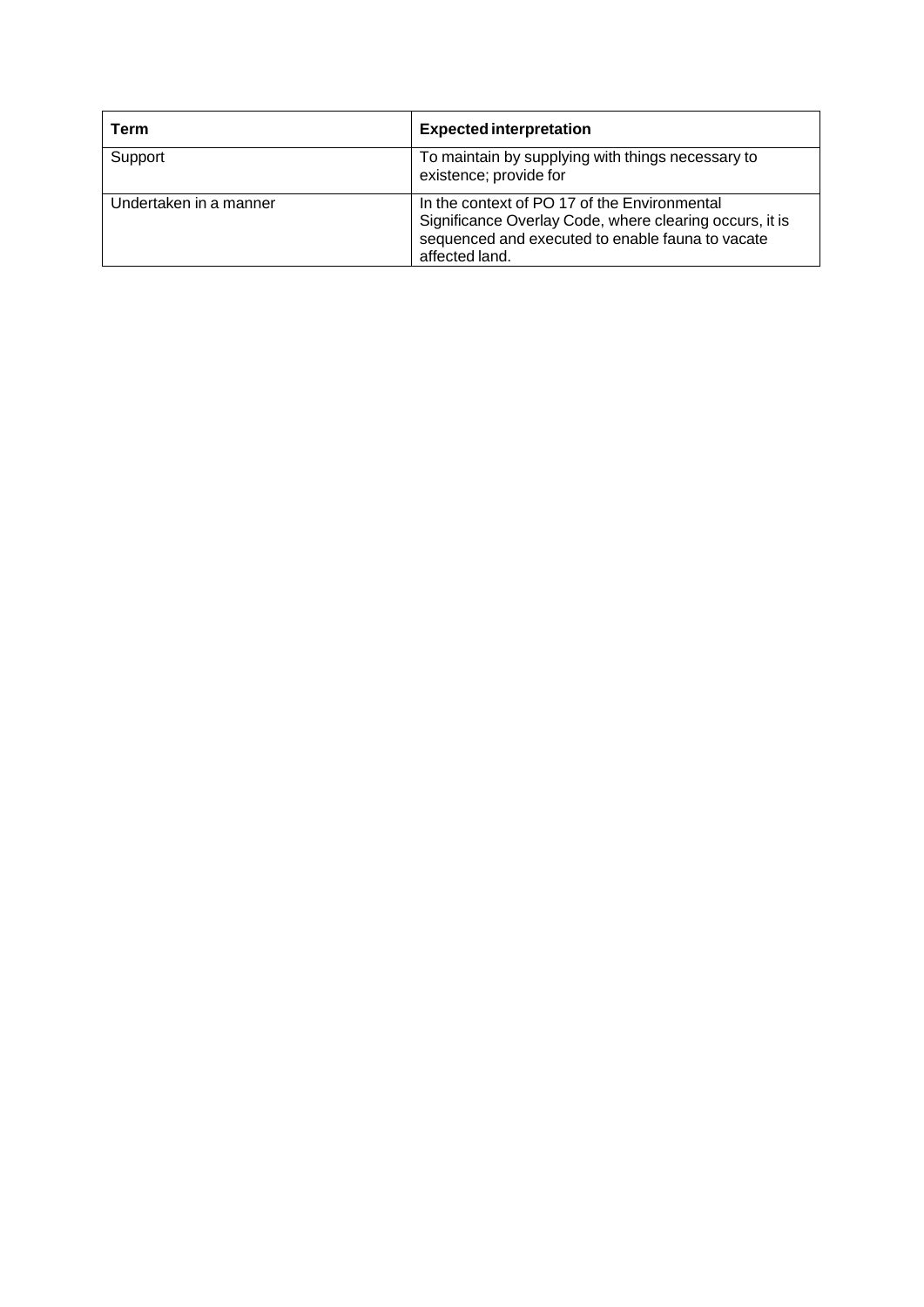| Term | Expected interpretation |
| --- | --- |
| Support | To maintain by supplying with things necessary to existence; provide for |
| Undertaken in a manner | In the context of PO 17 of the Environmental Significance Overlay Code, where clearing occurs, it is sequenced and executed to enable fauna to vacate affected land. |